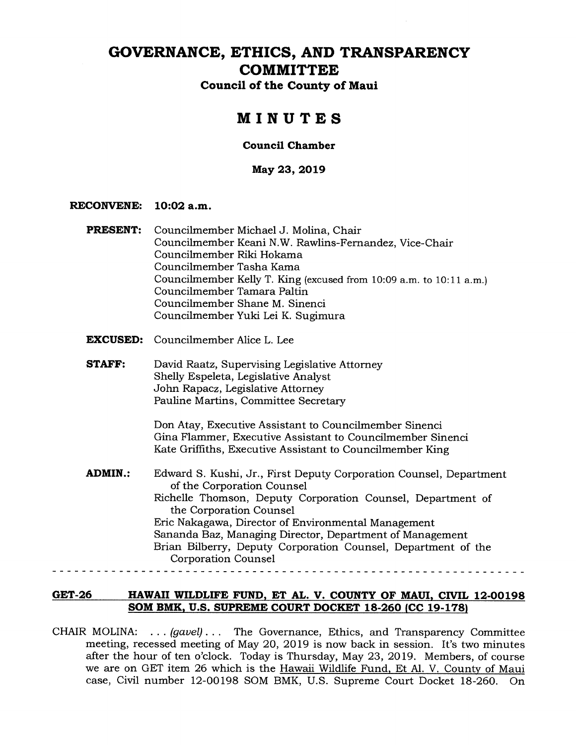# GOVERNANCE, ETHICS, AND TRANSPARENCY COMMITTEE

**Council of the County of Maui**

## MINUTES

**Council Chamber**

**May 23, 2019**

**RECONVENE:** **10:02 a.m.**

**PRESENT:** Councilmember Michael J. Molina, Chair
Councilmember Keani N.W. Rawlins-Fernandez, Vice-Chair
Councilmember Riki Hokama
Councilmember Tasha Kama
Councilmember Kelly T. King (excused from 10:09 a.m. to 10:11 a.m.)
Councilmember Tamara Paltin
Councilmember Shane M. Sinenci
Councilmember Yuki Lei K. Sugimura

**EXCUSED:** Councilmember Alice L. Lee

**STAFF:** David Raatz, Supervising Legislative Attorney
Shelly Espeleta, Legislative Analyst
John Rapacz, Legislative Attorney
Pauline Martins, Committee Secretary

Don Atay, Executive Assistant to Councilmember Sinenci
Gina Flammer, Executive Assistant to Councilmember Sinenci
Kate Griffiths, Executive Assistant to Councilmember King

**ADMIN.:** Edward S. Kushi, Jr., First Deputy Corporation Counsel, Department of the Corporation Counsel
Richelle Thomson, Deputy Corporation Counsel, Department of the Corporation Counsel
Eric Nakagawa, Director of Environmental Management
Sananda Baz, Managing Director, Department of Management
Brian Bilberry, Deputy Corporation Counsel, Department of the Corporation Counsel

---

**GET-26 HAWAII WILDLIFE FUND, ET AL. V. COUNTY OF MAUI, CIVIL 12-00198 SOM BMK, U.S. SUPREME COURT DOCKET 18-260 (CC 19-178)**

CHAIR MOLINA: . . . *(gavel)* . . . The Governance, Ethics, and Transparency Committee meeting, recessed meeting of May 20, 2019 is now back in session. It's two minutes after the hour of ten o'clock. Today is Thursday, May 23, 2019. Members, of course we are on GET item 26 which is the Hawaii Wildlife Fund, Et Al. V. County of Maui case, Civil number 12-00198 SOM BMK, U.S. Supreme Court Docket 18-260. On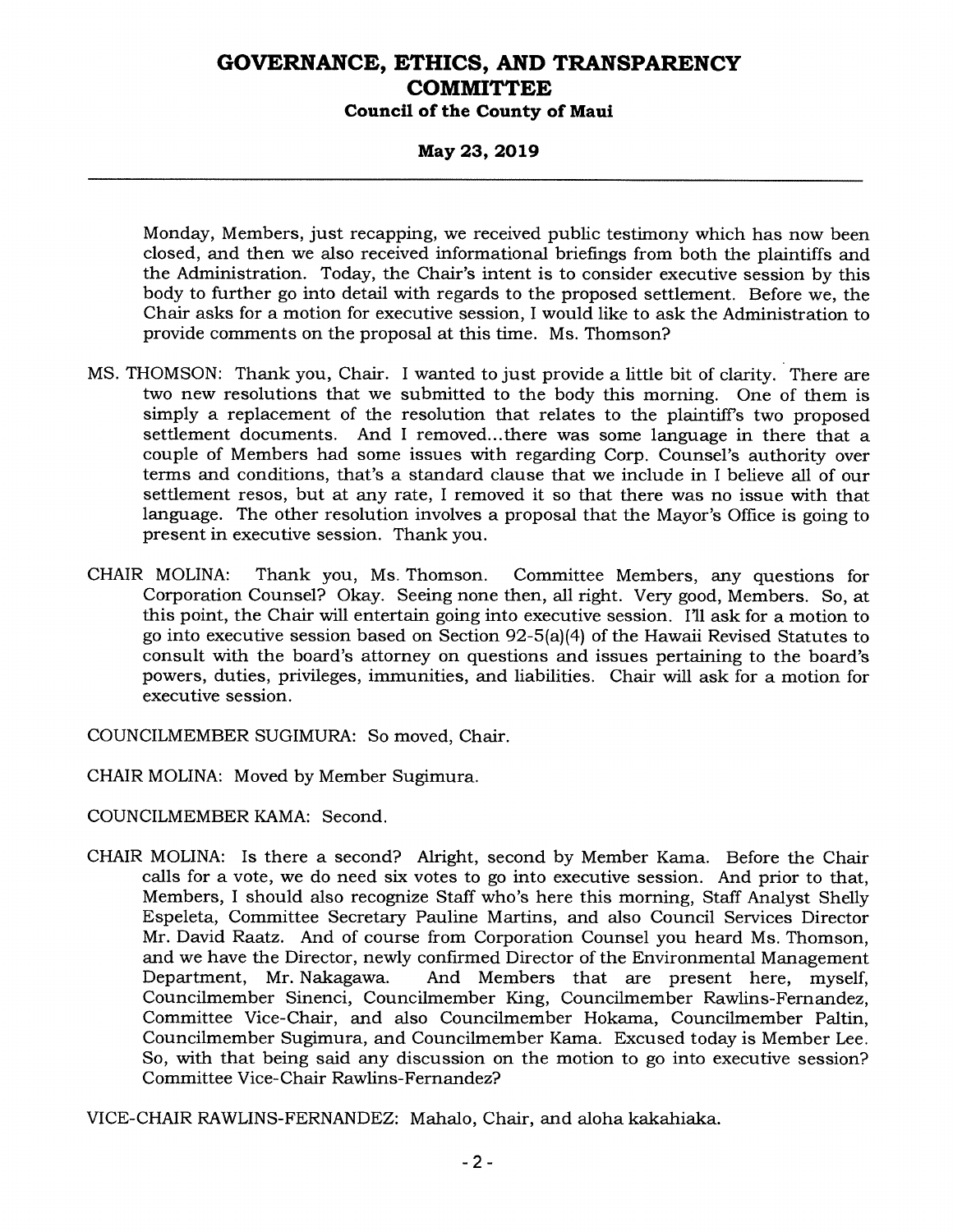Monday, Members, just recapping, we received public testimony which has now been closed, and then we also received informational briefings from both the plaintiffs and the Administration. Today, the Chair's intent is to consider executive session by this body to further go into detail with regards to the proposed settlement. Before we, the Chair asks for a motion for executive session, I would like to ask the Administration to provide comments on the proposal at this time. Ms. Thomson?

MS. THOMSON: Thank you, Chair. I wanted to just provide a little bit of clarity. There are two new resolutions that we submitted to the body this morning. One of them is simply a replacement of the resolution that relates to the plaintiff's two proposed settlement documents. And I removed...there was some language in there that a couple of Members had some issues with regarding Corp. Counsel's authority over terms and conditions, that's a standard clause that we include in I believe all of our settlement resos, but at any rate, I removed it so that there was no issue with that language. The other resolution involves a proposal that the Mayor's Office is going to present in executive session. Thank you.

CHAIR MOLINA: Thank you, Ms. Thomson. Committee Members, any questions for Corporation Counsel? Okay. Seeing none then, all right. Very good, Members. So, at this point, the Chair will entertain going into executive session. I'll ask for a motion to go into executive session based on Section 92-5(a)(4) of the Hawaii Revised Statutes to consult with the board's attorney on questions and issues pertaining to the board's powers, duties, privileges, immunities, and liabilities. Chair will ask for a motion for executive session.

COUNCILMEMBER SUGIMURA: So moved, Chair.

CHAIR MOLINA: Moved by Member Sugimura.

COUNCILMEMBER KAMA: Second.

CHAIR MOLINA: Is there a second? Alright, second by Member Kama. Before the Chair calls for a vote, we do need six votes to go into executive session. And prior to that, Members, I should also recognize Staff who's here this morning, Staff Analyst Shelly Espeleta, Committee Secretary Pauline Martins, and also Council Services Director Mr. David Raatz. And of course from Corporation Counsel you heard Ms. Thomson, and we have the Director, newly confirmed Director of the Environmental Management Department, Mr. Nakagawa. And Members that are present here, myself, Councilmember Sinenci, Councilmember King, Councilmember Rawlins-Fernandez, Committee Vice-Chair, and also Councilmember Hokama, Councilmember Paltin, Councilmember Sugimura, and Councilmember Kama. Excused today is Member Lee. So, with that being said any discussion on the motion to go into executive session? Committee Vice-Chair Rawlins-Fernandez?

VICE-CHAIR RAWLINS-FERNANDEZ: Mahalo, Chair, and aloha kakahiaka.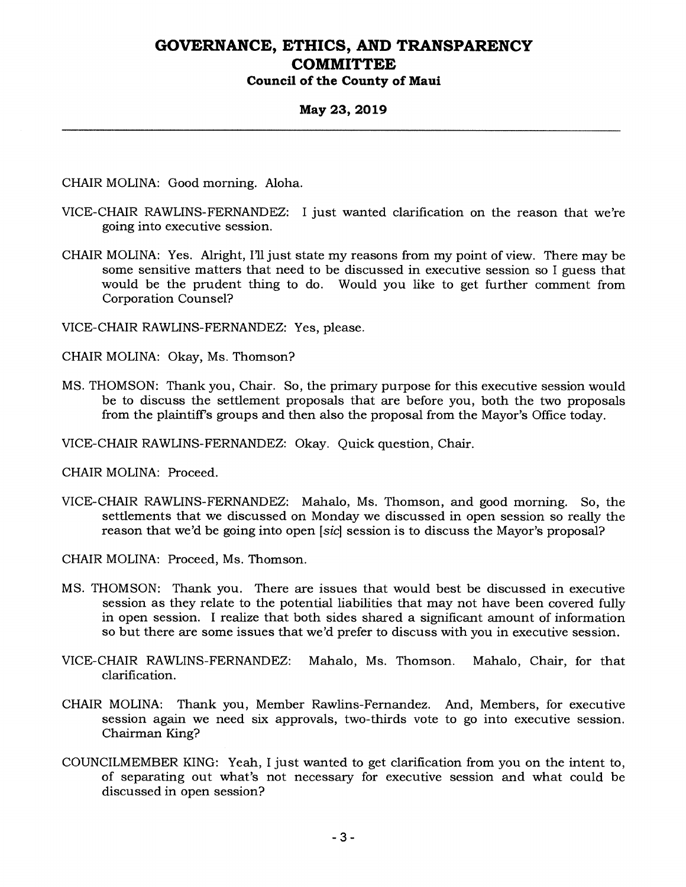CHAIR MOLINA: Good morning. Aloha.

VICE-CHAIR RAWLINS-FERNANDEZ: I just wanted clarification on the reason that we're going into executive session.

CHAIR MOLINA: Yes. Alright, I'll just state my reasons from my point of view. There may be some sensitive matters that need to be discussed in executive session so I guess that would be the prudent thing to do. Would you like to get further comment from Corporation Counsel?

VICE-CHAIR RAWLINS-FERNANDEZ: Yes, please.

CHAIR MOLINA: Okay, Ms. Thomson?

MS. THOMSON: Thank you, Chair. So, the primary purpose for this executive session would be to discuss the settlement proposals that are before you, both the two proposals from the plaintiff's groups and then also the proposal from the Mayor's Office today.

VICE-CHAIR RAWLINS-FERNANDEZ: Okay. Quick question, Chair.

CHAIR MOLINA: Proceed.

VICE-CHAIR RAWLINS-FERNANDEZ: Mahalo, Ms. Thomson, and good morning. So, the settlements that we discussed on Monday we discussed in open session so really the reason that we'd be going into open [*sic*] session is to discuss the Mayor's proposal?

CHAIR MOLINA: Proceed, Ms. Thomson.

MS. THOMSON: Thank you. There are issues that would best be discussed in executive session as they relate to the potential liabilities that may not have been covered fully in open session. I realize that both sides shared a significant amount of information so but there are some issues that we'd prefer to discuss with you in executive session.

VICE-CHAIR RAWLINS-FERNANDEZ: Mahalo, Ms. Thomson. Mahalo, Chair, for that clarification.

CHAIR MOLINA: Thank you, Member Rawlins-Fernandez. And, Members, for executive session again we need six approvals, two-thirds vote to go into executive session. Chairman King?

COUNCILMEMBER KING: Yeah, I just wanted to get clarification from you on the intent to, of separating out what's not necessary for executive session and what could be discussed in open session?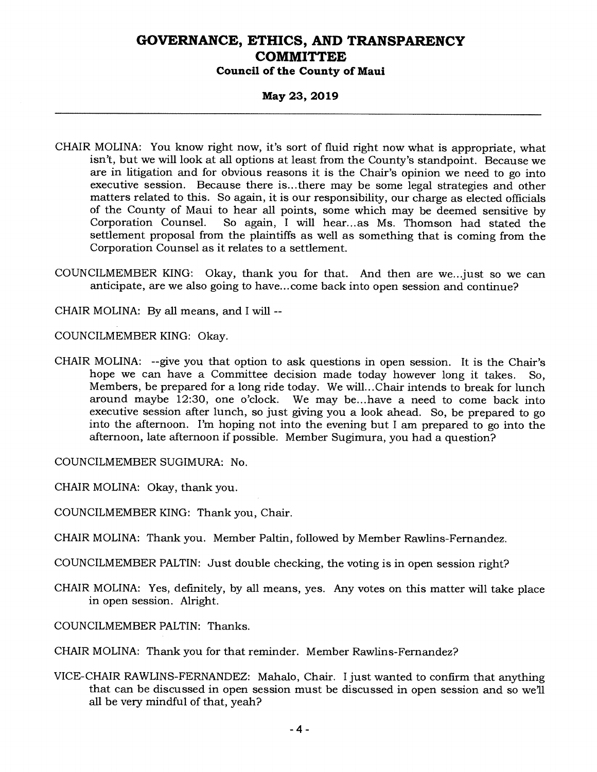CHAIR MOLINA: You know right now, it's sort of fluid right now what is appropriate, what isn't, but we will look at all options at least from the County's standpoint. Because we are in litigation and for obvious reasons it is the Chair's opinion we need to go into executive session. Because there is...there may be some legal strategies and other matters related to this. So again, it is our responsibility, our charge as elected officials of the County of Maui to hear all points, some which may be deemed sensitive by Corporation Counsel. So again, I will hear...as Ms. Thomson had stated the settlement proposal from the plaintiffs as well as something that is coming from the Corporation Counsel as it relates to a settlement.

COUNCILMEMBER KING: Okay, thank you for that. And then are we...just so we can anticipate, are we also going to have...come back into open session and continue?

CHAIR MOLINA: By all means, and I will --

COUNCILMEMBER KING: Okay.

CHAIR MOLINA: --give you that option to ask questions in open session. It is the Chair's hope we can have a Committee decision made today however long it takes. So, Members, be prepared for a long ride today. We will...Chair intends to break for lunch around maybe 12:30, one o'clock. We may be...have a need to come back into executive session after lunch, so just giving you a look ahead. So, be prepared to go into the afternoon. I'm hoping not into the evening but I am prepared to go into the afternoon, late afternoon if possible. Member Sugimura, you had a question?

COUNCILMEMBER SUGIMURA: No.

CHAIR MOLINA: Okay, thank you.

COUNCILMEMBER KING: Thank you, Chair.

CHAIR MOLINA: Thank you. Member Paltin, followed by Member Rawlins-Fernandez.

COUNCILMEMBER PALTIN: Just double checking, the voting is in open session right?

CHAIR MOLINA: Yes, definitely, by all means, yes. Any votes on this matter will take place in open session. Alright.

COUNCILMEMBER PALTIN: Thanks.

CHAIR MOLINA: Thank you for that reminder. Member Rawlins-Fernandez?

VICE-CHAIR RAWLINS-FERNANDEZ: Mahalo, Chair. I just wanted to confirm that anything that can be discussed in open session must be discussed in open session and so we'll all be very mindful of that, yeah?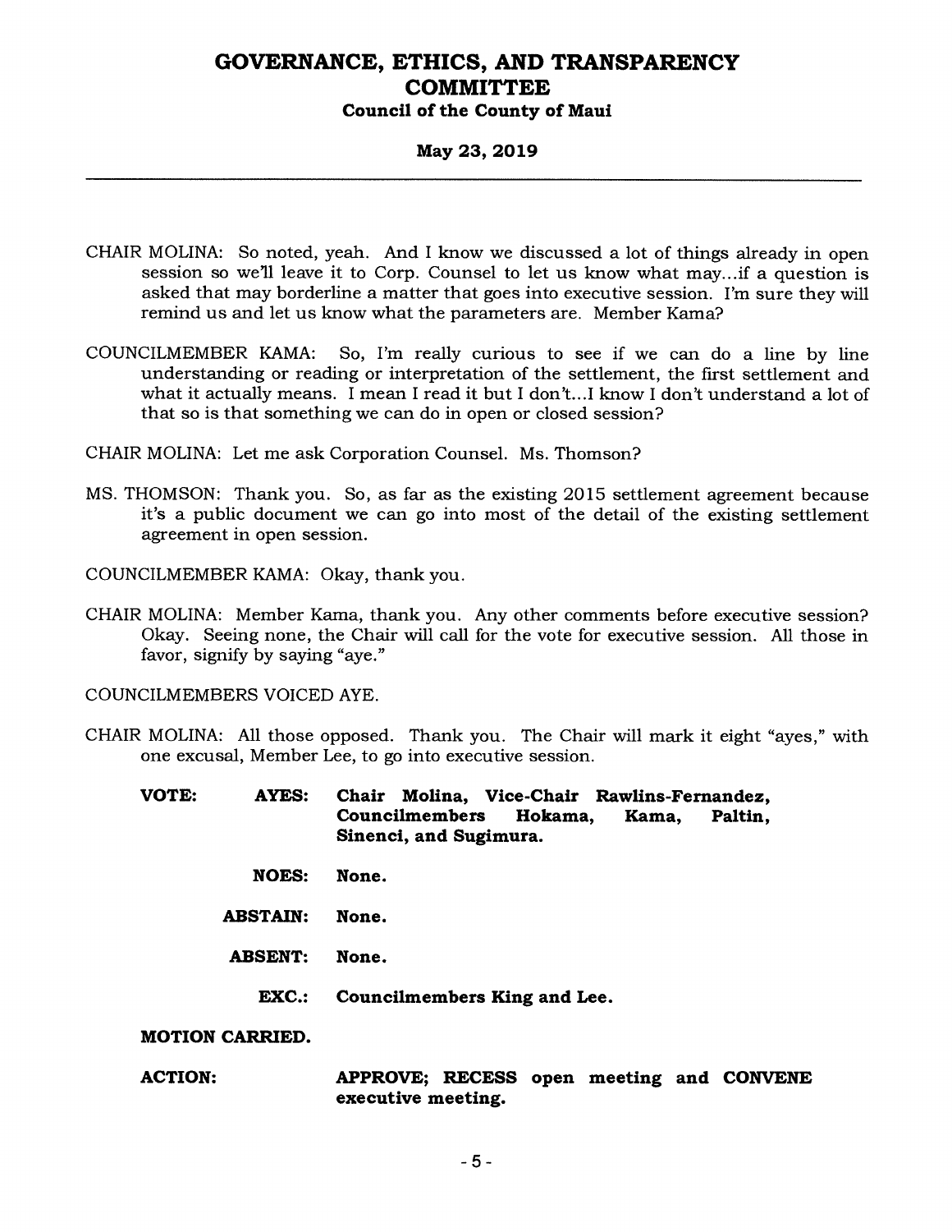CHAIR MOLINA: So noted, yeah. And I know we discussed a lot of things already in open session so we'll leave it to Corp. Counsel to let us know what may...if a question is asked that may borderline a matter that goes into executive session. I'm sure they will remind us and let us know what the parameters are. Member Kama?

COUNCILMEMBER KAMA: So, I'm really curious to see if we can do a line by line understanding or reading or interpretation of the settlement, the first settlement and what it actually means. I mean I read it but I don't...I know I don't understand a lot of that so is that something we can do in open or closed session?

CHAIR MOLINA: Let me ask Corporation Counsel. Ms. Thomson?

MS. THOMSON: Thank you. So, as far as the existing 2015 settlement agreement because it's a public document we can go into most of the detail of the existing settlement agreement in open session.

COUNCILMEMBER KAMA: Okay, thank you.

CHAIR MOLINA: Member Kama, thank you. Any other comments before executive session? Okay. Seeing none, the Chair will call for the vote for executive session. All those in favor, signify by saying "aye."

COUNCILMEMBERS VOICED AYE.

CHAIR MOLINA: All those opposed. Thank you. The Chair will mark it eight "ayes," with one excusal, Member Lee, to go into executive session.

| | | |
|---|---|---|
| **VOTE:** | **AYES:** | **Chair Molina, Vice-Chair Rawlins-Fernandez, Councilmembers Hokama, Kama, Paltin, Sinenci, and Sugimura.** |
| | **NOES:** | **None.** |
| | **ABSTAIN:** | **None.** |
| | **ABSENT:** | **None.** |
| | **EXC.:** | **Councilmembers King and Lee.** |

**MOTION CARRIED.**

**ACTION:** **APPROVE; RECESS open meeting and CONVENE executive meeting.**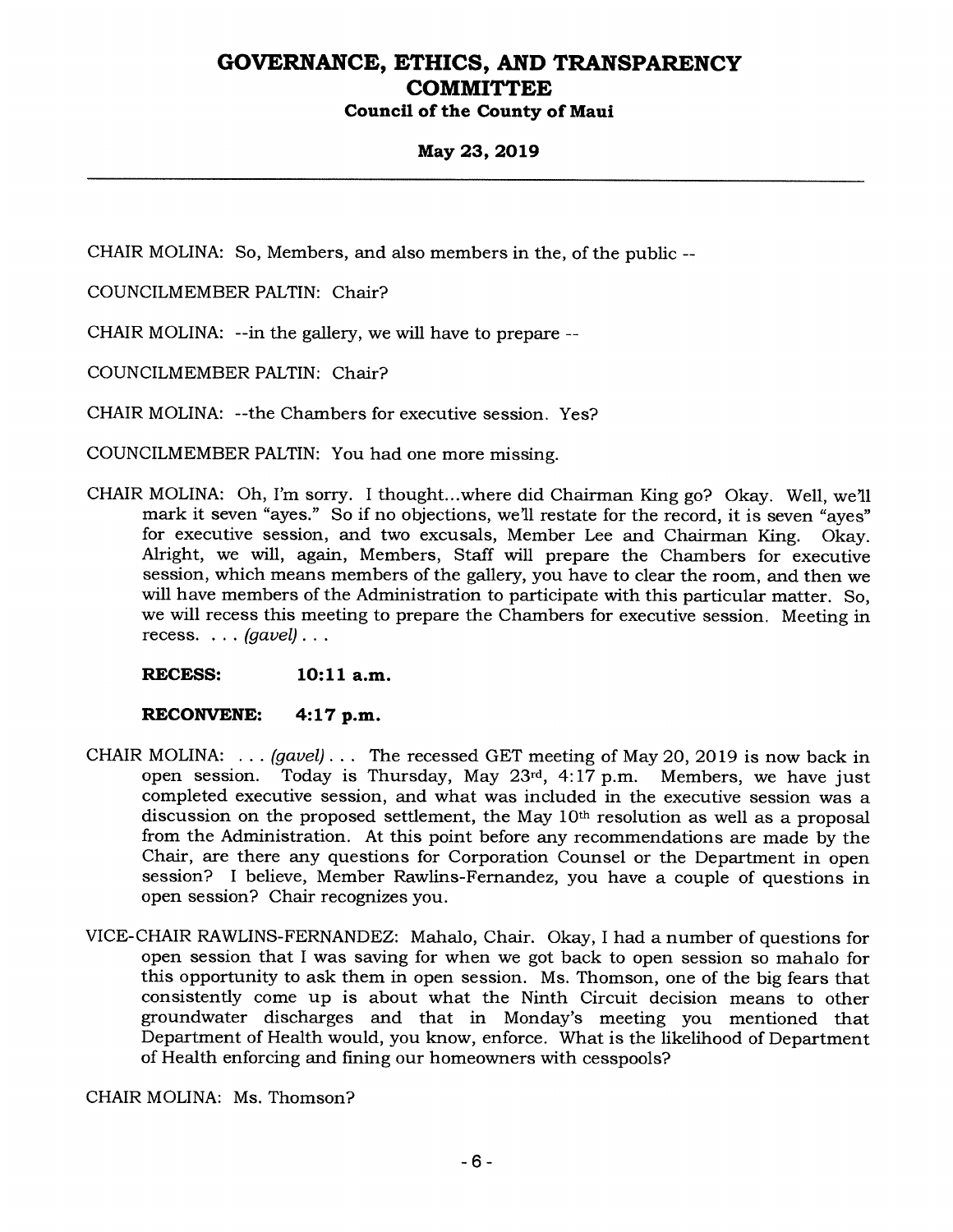CHAIR MOLINA: So, Members, and also members in the, of the public --

COUNCILMEMBER PALTIN: Chair?

CHAIR MOLINA: --in the gallery, we will have to prepare --

COUNCILMEMBER PALTIN: Chair?

CHAIR MOLINA: --the Chambers for executive session. Yes?

COUNCILMEMBER PALTIN: You had one more missing.

CHAIR MOLINA: Oh, I'm sorry. I thought...where did Chairman King go? Okay. Well, we'll mark it seven "ayes." So if no objections, we'll restate for the record, it is seven "ayes" for executive session, and two excusals, Member Lee and Chairman King. Okay. Alright, we will, again, Members, Staff will prepare the Chambers for executive session, which means members of the gallery, you have to clear the room, and then we will have members of the Administration to participate with this particular matter. So, we will recess this meeting to prepare the Chambers for executive session. Meeting in recess. . . . *(gavel)* . . .

**RECESS: 10:11 a.m.**

**RECONVENE: 4:17 p.m.**

CHAIR MOLINA: . . . *(gavel)* . . . The recessed GET meeting of May 20, 2019 is now back in open session. Today is Thursday, May 23rd, 4:17 p.m. Members, we have just completed executive session, and what was included in the executive session was a discussion on the proposed settlement, the May 10th resolution as well as a proposal from the Administration. At this point before any recommendations are made by the Chair, are there any questions for Corporation Counsel or the Department in open session? I believe, Member Rawlins-Fernandez, you have a couple of questions in open session? Chair recognizes you.

VICE-CHAIR RAWLINS-FERNANDEZ: Mahalo, Chair. Okay, I had a number of questions for open session that I was saving for when we got back to open session so mahalo for this opportunity to ask them in open session. Ms. Thomson, one of the big fears that consistently come up is about what the Ninth Circuit decision means to other groundwater discharges and that in Monday's meeting you mentioned that Department of Health would, you know, enforce. What is the likelihood of Department of Health enforcing and fining our homeowners with cesspools?

CHAIR MOLINA: Ms. Thomson?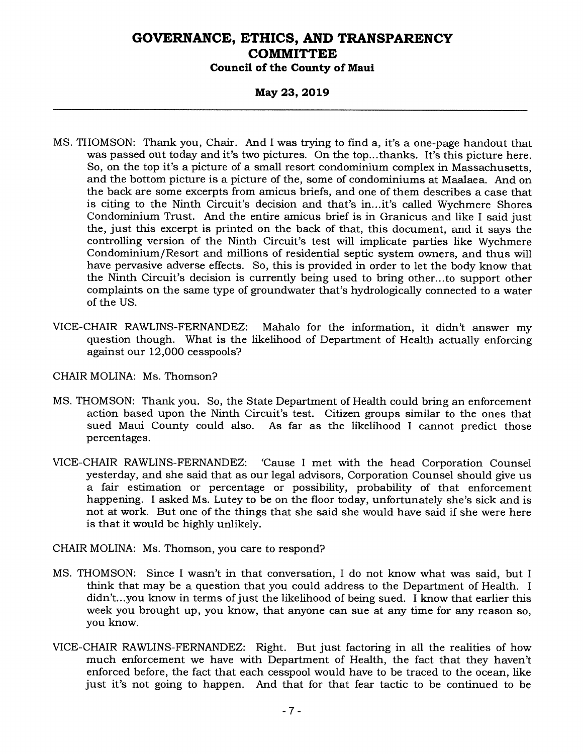MS. THOMSON: Thank you, Chair. And I was trying to find a, it's a one-page handout that was passed out today and it's two pictures. On the top...thanks. It's this picture here. So, on the top it's a picture of a small resort condominium complex in Massachusetts, and the bottom picture is a picture of the, some of condominiums at Maalaea. And on the back are some excerpts from amicus briefs, and one of them describes a case that is citing to the Ninth Circuit's decision and that's in...it's called Wychmere Shores Condominium Trust. And the entire amicus brief is in Granicus and like I said just the, just this excerpt is printed on the back of that, this document, and it says the controlling version of the Ninth Circuit's test will implicate parties like Wychmere Condominium/Resort and millions of residential septic system owners, and thus will have pervasive adverse effects. So, this is provided in order to let the body know that the Ninth Circuit's decision is currently being used to bring other...to support other complaints on the same type of groundwater that's hydrologically connected to a water of the US.

VICE-CHAIR RAWLINS-FERNANDEZ: Mahalo for the information, it didn't answer my question though. What is the likelihood of Department of Health actually enforcing against our 12,000 cesspools?

CHAIR MOLINA: Ms. Thomson?

MS. THOMSON: Thank you. So, the State Department of Health could bring an enforcement action based upon the Ninth Circuit's test. Citizen groups similar to the ones that sued Maui County could also. As far as the likelihood I cannot predict those percentages.

VICE-CHAIR RAWLINS-FERNANDEZ: 'Cause I met with the head Corporation Counsel yesterday, and she said that as our legal advisors, Corporation Counsel should give us a fair estimation or percentage or possibility, probability of that enforcement happening. I asked Ms. Lutey to be on the floor today, unfortunately she's sick and is not at work. But one of the things that she said she would have said if she were here is that it would be highly unlikely.

CHAIR MOLINA: Ms. Thomson, you care to respond?

MS. THOMSON: Since I wasn't in that conversation, I do not know what was said, but I think that may be a question that you could address to the Department of Health. I didn't...you know in terms of just the likelihood of being sued. I know that earlier this week you brought up, you know, that anyone can sue at any time for any reason so, you know.

VICE-CHAIR RAWLINS-FERNANDEZ: Right. But just factoring in all the realities of how much enforcement we have with Department of Health, the fact that they haven't enforced before, the fact that each cesspool would have to be traced to the ocean, like just it's not going to happen. And that for that fear tactic to be continued to be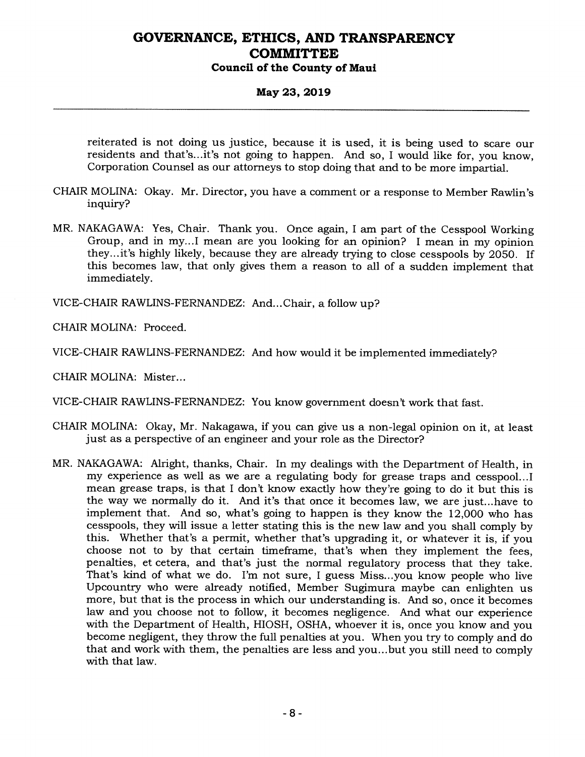reiterated is not doing us justice, because it is used, it is being used to scare our residents and that's...it's not going to happen. And so, I would like for, you know, Corporation Counsel as our attorneys to stop doing that and to be more impartial.

CHAIR MOLINA: Okay. Mr. Director, you have a comment or a response to Member Rawlin's inquiry?

MR. NAKAGAWA: Yes, Chair. Thank you. Once again, I am part of the Cesspool Working Group, and in my...I mean are you looking for an opinion? I mean in my opinion they...it's highly likely, because they are already trying to close cesspools by 2050. If this becomes law, that only gives them a reason to all of a sudden implement that immediately.

VICE-CHAIR RAWLINS-FERNANDEZ: And...Chair, a follow up?

CHAIR MOLINA: Proceed.

VICE-CHAIR RAWLINS-FERNANDEZ: And how would it be implemented immediately?

CHAIR MOLINA: Mister...

VICE-CHAIR RAWLINS-FERNANDEZ: You know government doesn't work that fast.

CHAIR MOLINA: Okay, Mr. Nakagawa, if you can give us a non-legal opinion on it, at least just as a perspective of an engineer and your role as the Director?

MR. NAKAGAWA: Alright, thanks, Chair. In my dealings with the Department of Health, in my experience as well as we are a regulating body for grease traps and cesspool...I mean grease traps, is that I don't know exactly how they're going to do it but this is the way we normally do it. And it's that once it becomes law, we are just...have to implement that. And so, what's going to happen is they know the 12,000 who has cesspools, they will issue a letter stating this is the new law and you shall comply by this. Whether that's a permit, whether that's upgrading it, or whatever it is, if you choose not to by that certain timeframe, that's when they implement the fees, penalties, et cetera, and that's just the normal regulatory process that they take. That's kind of what we do. I'm not sure, I guess Miss...you know people who live Upcountry who were already notified, Member Sugimura maybe can enlighten us more, but that is the process in which our understanding is. And so, once it becomes law and you choose not to follow, it becomes negligence. And what our experience with the Department of Health, HIOSH, OSHA, whoever it is, once you know and you become negligent, they throw the full penalties at you. When you try to comply and do that and work with them, the penalties are less and you...but you still need to comply with that law.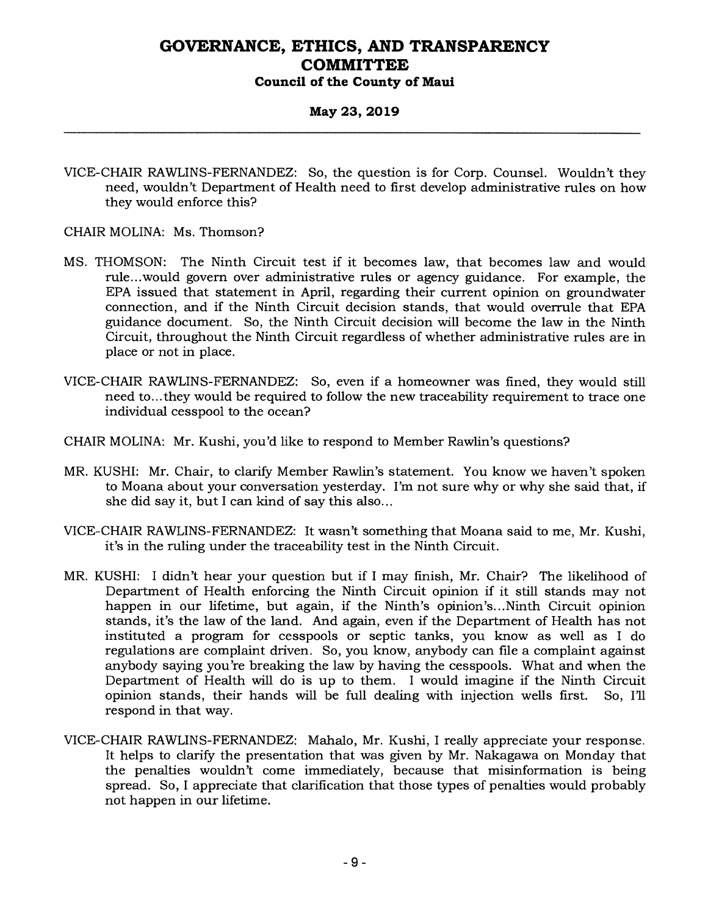VICE-CHAIR RAWLINS-FERNANDEZ: So, the question is for Corp. Counsel. Wouldn't they need, wouldn't Department of Health need to first develop administrative rules on how they would enforce this?

CHAIR MOLINA: Ms. Thomson?

MS. THOMSON: The Ninth Circuit test if it becomes law, that becomes law and would rule...would govern over administrative rules or agency guidance. For example, the EPA issued that statement in April, regarding their current opinion on groundwater connection, and if the Ninth Circuit decision stands, that would overrule that EPA guidance document. So, the Ninth Circuit decision will become the law in the Ninth Circuit, throughout the Ninth Circuit regardless of whether administrative rules are in place or not in place.

VICE-CHAIR RAWLINS-FERNANDEZ: So, even if a homeowner was fined, they would still need to...they would be required to follow the new traceability requirement to trace one individual cesspool to the ocean?

CHAIR MOLINA: Mr. Kushi, you'd like to respond to Member Rawlin's questions?

MR. KUSHI: Mr. Chair, to clarify Member Rawlin's statement. You know we haven't spoken to Moana about your conversation yesterday. I'm not sure why or why she said that, if she did say it, but I can kind of say this also...

VICE-CHAIR RAWLINS-FERNANDEZ: It wasn't something that Moana said to me, Mr. Kushi, it's in the ruling under the traceability test in the Ninth Circuit.

MR. KUSHI: I didn't hear your question but if I may finish, Mr. Chair? The likelihood of Department of Health enforcing the Ninth Circuit opinion if it still stands may not happen in our lifetime, but again, if the Ninth's opinion's...Ninth Circuit opinion stands, it's the law of the land. And again, even if the Department of Health has not instituted a program for cesspools or septic tanks, you know as well as I do regulations are complaint driven. So, you know, anybody can file a complaint against anybody saying you're breaking the law by having the cesspools. What and when the Department of Health will do is up to them. I would imagine if the Ninth Circuit opinion stands, their hands will be full dealing with injection wells first. So, I'll respond in that way.

VICE-CHAIR RAWLINS-FERNANDEZ: Mahalo, Mr. Kushi, I really appreciate your response. It helps to clarify the presentation that was given by Mr. Nakagawa on Monday that the penalties wouldn't come immediately, because that misinformation is being spread. So, I appreciate that clarification that those types of penalties would probably not happen in our lifetime.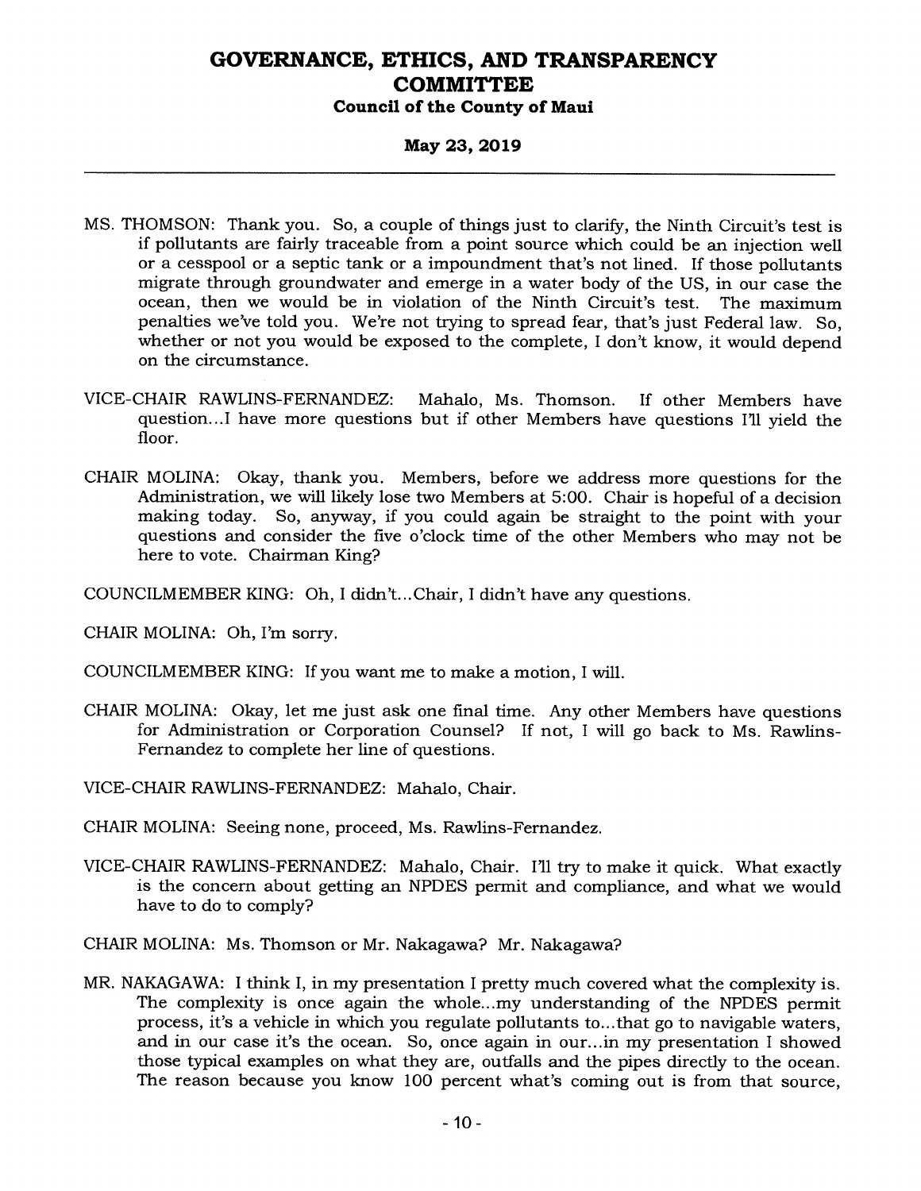MS. THOMSON: Thank you. So, a couple of things just to clarify, the Ninth Circuit's test is if pollutants are fairly traceable from a point source which could be an injection well or a cesspool or a septic tank or a impoundment that's not lined. If those pollutants migrate through groundwater and emerge in a water body of the US, in our case the ocean, then we would be in violation of the Ninth Circuit's test. The maximum penalties we've told you. We're not trying to spread fear, that's just Federal law. So, whether or not you would be exposed to the complete, I don't know, it would depend on the circumstance.

VICE-CHAIR RAWLINS-FERNANDEZ: Mahalo, Ms. Thomson. If other Members have question...I have more questions but if other Members have questions I'll yield the floor.

CHAIR MOLINA: Okay, thank you. Members, before we address more questions for the Administration, we will likely lose two Members at 5:00. Chair is hopeful of a decision making today. So, anyway, if you could again be straight to the point with your questions and consider the five o'clock time of the other Members who may not be here to vote. Chairman King?

COUNCILMEMBER KING: Oh, I didn't...Chair, I didn't have any questions.

CHAIR MOLINA: Oh, I'm sorry.

COUNCILMEMBER KING: If you want me to make a motion, I will.

CHAIR MOLINA: Okay, let me just ask one final time. Any other Members have questions for Administration or Corporation Counsel? If not, I will go back to Ms. Rawlins-Fernandez to complete her line of questions.

VICE-CHAIR RAWLINS-FERNANDEZ: Mahalo, Chair.

CHAIR MOLINA: Seeing none, proceed, Ms. Rawlins-Fernandez.

VICE-CHAIR RAWLINS-FERNANDEZ: Mahalo, Chair. I'll try to make it quick. What exactly is the concern about getting an NPDES permit and compliance, and what we would have to do to comply?

CHAIR MOLINA: Ms. Thomson or Mr. Nakagawa? Mr. Nakagawa?

MR. NAKAGAWA: I think I, in my presentation I pretty much covered what the complexity is. The complexity is once again the whole...my understanding of the NPDES permit process, it's a vehicle in which you regulate pollutants to...that go to navigable waters, and in our case it's the ocean. So, once again in our...in my presentation I showed those typical examples on what they are, outfalls and the pipes directly to the ocean. The reason because you know 100 percent what's coming out is from that source,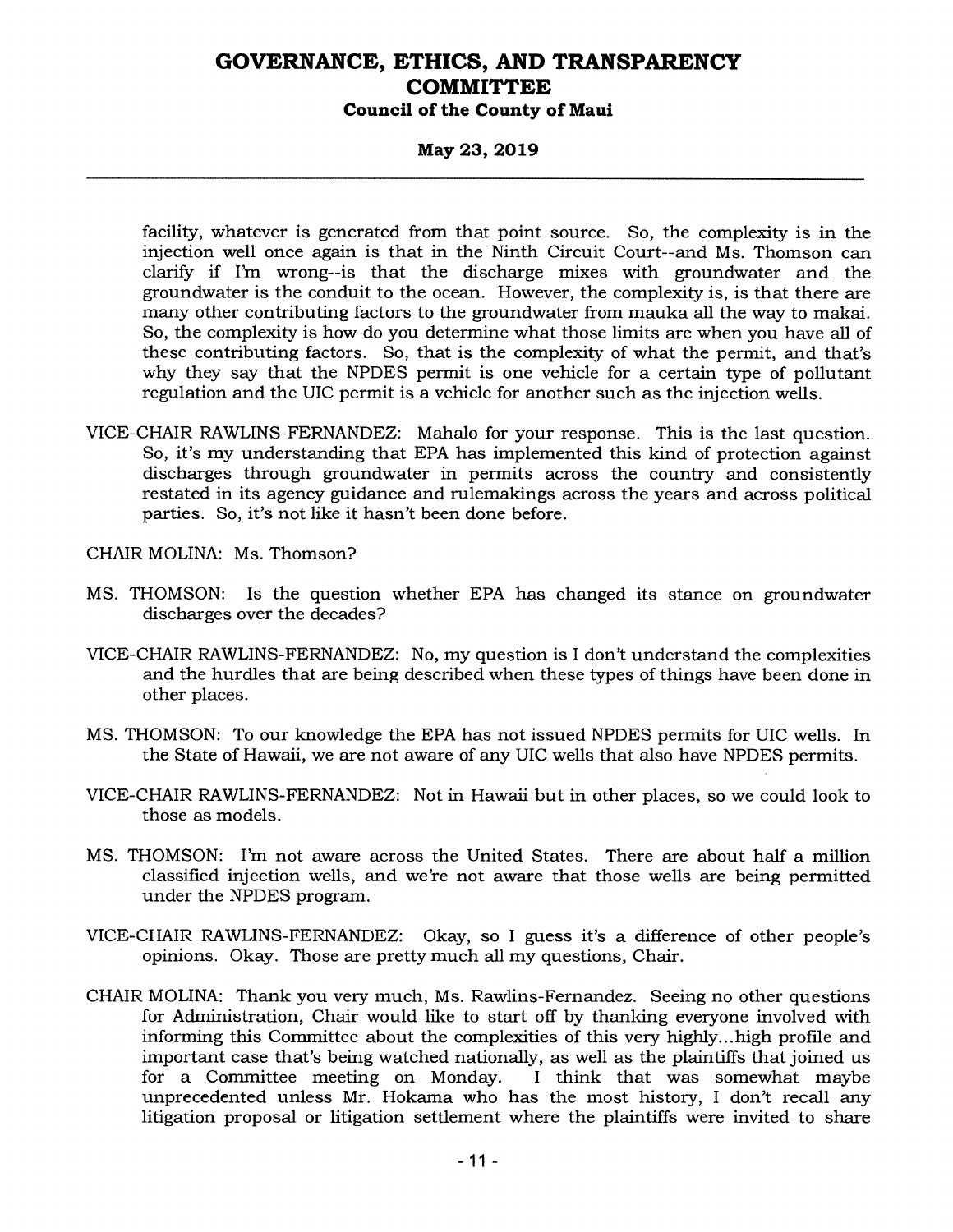facility, whatever is generated from that point source. So, the complexity is in the injection well once again is that in the Ninth Circuit Court--and Ms. Thomson can clarify if I'm wrong--is that the discharge mixes with groundwater and the groundwater is the conduit to the ocean. However, the complexity is, is that there are many other contributing factors to the groundwater from mauka all the way to makai. So, the complexity is how do you determine what those limits are when you have all of these contributing factors. So, that is the complexity of what the permit, and that's why they say that the NPDES permit is one vehicle for a certain type of pollutant regulation and the UIC permit is a vehicle for another such as the injection wells.

VICE-CHAIR RAWLINS-FERNANDEZ: Mahalo for your response. This is the last question. So, it's my understanding that EPA has implemented this kind of protection against discharges through groundwater in permits across the country and consistently restated in its agency guidance and rulemakings across the years and across political parties. So, it's not like it hasn't been done before.

CHAIR MOLINA: Ms. Thomson?

MS. THOMSON: Is the question whether EPA has changed its stance on groundwater discharges over the decades?

VICE-CHAIR RAWLINS-FERNANDEZ: No, my question is I don't understand the complexities and the hurdles that are being described when these types of things have been done in other places.

MS. THOMSON: To our knowledge the EPA has not issued NPDES permits for UIC wells. In the State of Hawaii, we are not aware of any UIC wells that also have NPDES permits.

VICE-CHAIR RAWLINS-FERNANDEZ: Not in Hawaii but in other places, so we could look to those as models.

MS. THOMSON: I'm not aware across the United States. There are about half a million classified injection wells, and we're not aware that those wells are being permitted under the NPDES program.

VICE-CHAIR RAWLINS-FERNANDEZ: Okay, so I guess it's a difference of other people's opinions. Okay. Those are pretty much all my questions, Chair.

CHAIR MOLINA: Thank you very much, Ms. Rawlins-Fernandez. Seeing no other questions for Administration, Chair would like to start off by thanking everyone involved with informing this Committee about the complexities of this very highly...high profile and important case that's being watched nationally, as well as the plaintiffs that joined us for a Committee meeting on Monday. I think that was somewhat maybe unprecedented unless Mr. Hokama who has the most history, I don't recall any litigation proposal or litigation settlement where the plaintiffs were invited to share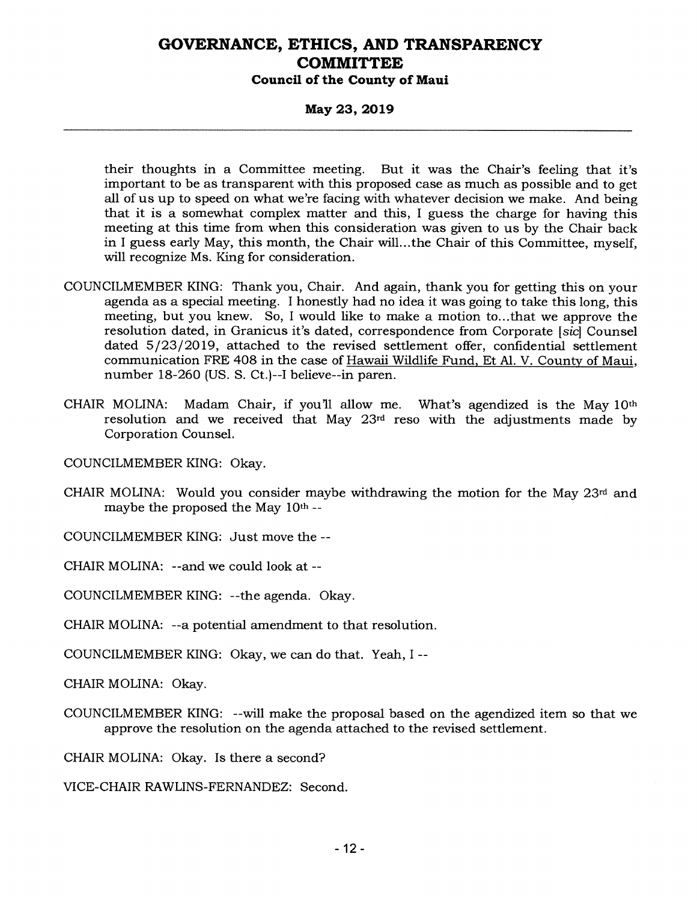their thoughts in a Committee meeting. But it was the Chair's feeling that it's important to be as transparent with this proposed case as much as possible and to get all of us up to speed on what we're facing with whatever decision we make. And being that it is a somewhat complex matter and this, I guess the charge for having this meeting at this time from when this consideration was given to us by the Chair back in I guess early May, this month, the Chair will...the Chair of this Committee, myself, will recognize Ms. King for consideration.

COUNCILMEMBER KING: Thank you, Chair. And again, thank you for getting this on your agenda as a special meeting. I honestly had no idea it was going to take this long, this meeting, but you knew. So, I would like to make a motion to...that we approve the resolution dated, in Granicus it's dated, correspondence from Corporate [*sic*] Counsel dated 5/23/2019, attached to the revised settlement offer, confidential settlement communication FRE 408 in the case of Hawaii Wildlife Fund, Et Al. V. County of Maui, number 18-260 (US. S. Ct.)--I believe--in paren.

CHAIR MOLINA: Madam Chair, if you'll allow me. What's agendized is the May 10th resolution and we received that May 23rd reso with the adjustments made by Corporation Counsel.

COUNCILMEMBER KING: Okay.

CHAIR MOLINA: Would you consider maybe withdrawing the motion for the May 23rd and maybe the proposed the May 10th --

COUNCILMEMBER KING: Just move the --

CHAIR MOLINA: --and we could look at --

COUNCILMEMBER KING: --the agenda. Okay.

CHAIR MOLINA: --a potential amendment to that resolution.

COUNCILMEMBER KING: Okay, we can do that. Yeah, I --

CHAIR MOLINA: Okay.

COUNCILMEMBER KING: --will make the proposal based on the agendized item so that we approve the resolution on the agenda attached to the revised settlement.

CHAIR MOLINA: Okay. Is there a second?

VICE-CHAIR RAWLINS-FERNANDEZ: Second.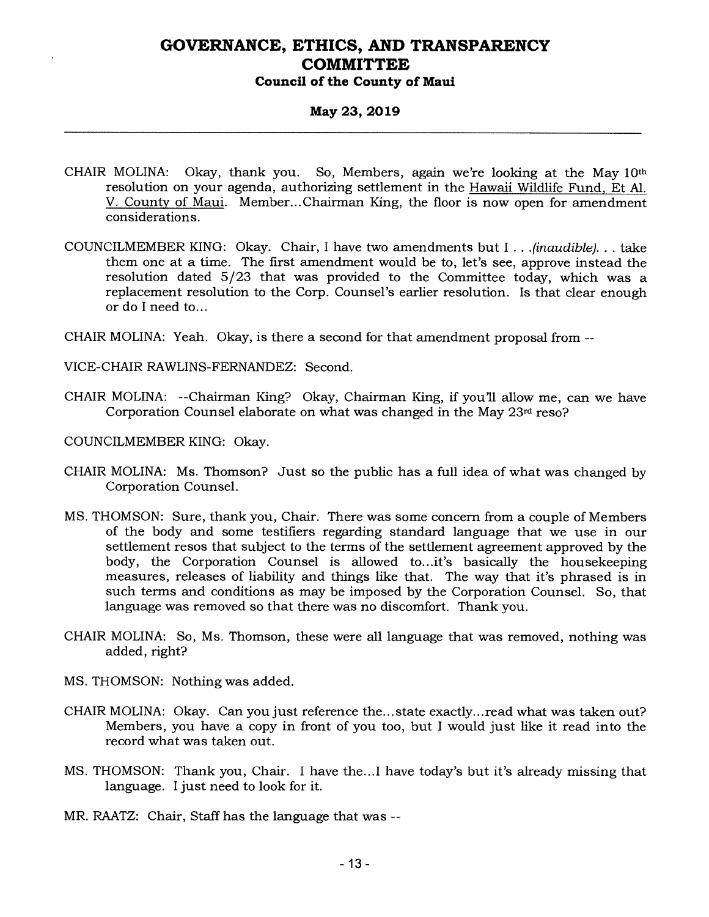CHAIR MOLINA: Okay, thank you. So, Members, again we're looking at the May 10th resolution on your agenda, authorizing settlement in the Hawaii Wildlife Fund, Et Al. V. County of Maui. Member...Chairman King, the floor is now open for amendment considerations.

COUNCILMEMBER KING: Okay. Chair, I have two amendments but I . . .*(inaudible)*. . . take them one at a time. The first amendment would be to, let's see, approve instead the resolution dated 5/23 that was provided to the Committee today, which was a replacement resolution to the Corp. Counsel's earlier resolution. Is that clear enough or do I need to...

CHAIR MOLINA: Yeah. Okay, is there a second for that amendment proposal from --

VICE-CHAIR RAWLINS-FERNANDEZ: Second.

CHAIR MOLINA: --Chairman King? Okay, Chairman King, if you'll allow me, can we have Corporation Counsel elaborate on what was changed in the May 23rd reso?

COUNCILMEMBER KING: Okay.

CHAIR MOLINA: Ms. Thomson? Just so the public has a full idea of what was changed by Corporation Counsel.

MS. THOMSON: Sure, thank you, Chair. There was some concern from a couple of Members of the body and some testifiers regarding standard language that we use in our settlement resos that subject to the terms of the settlement agreement approved by the body, the Corporation Counsel is allowed to...it's basically the housekeeping measures, releases of liability and things like that. The way that it's phrased is in such terms and conditions as may be imposed by the Corporation Counsel. So, that language was removed so that there was no discomfort. Thank you.

CHAIR MOLINA: So, Ms. Thomson, these were all language that was removed, nothing was added, right?

MS. THOMSON: Nothing was added.

CHAIR MOLINA: Okay. Can you just reference the...state exactly...read what was taken out? Members, you have a copy in front of you too, but I would just like it read into the record what was taken out.

MS. THOMSON: Thank you, Chair. I have the...I have today's but it's already missing that language. I just need to look for it.

MR. RAATZ: Chair, Staff has the language that was --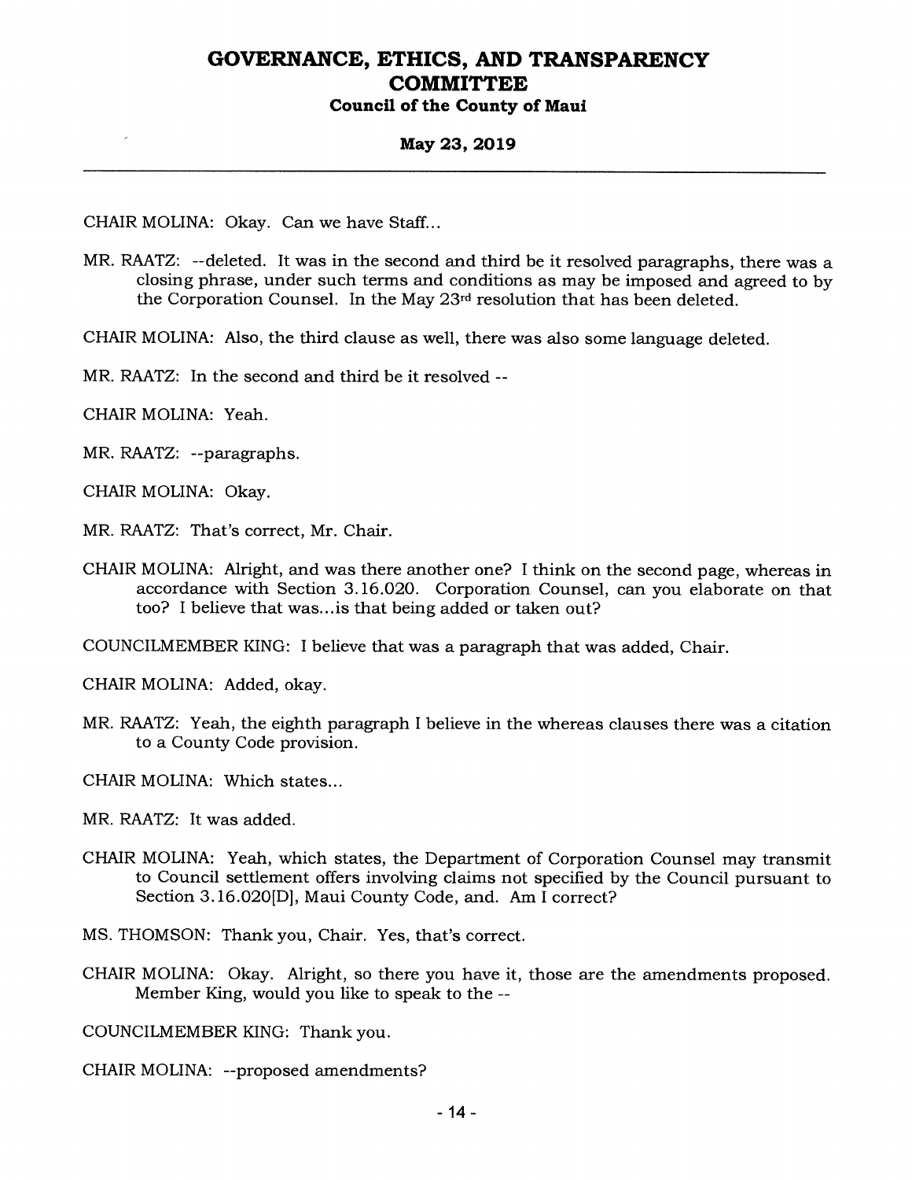CHAIR MOLINA: Okay. Can we have Staff...

MR. RAATZ: --deleted. It was in the second and third be it resolved paragraphs, there was a closing phrase, under such terms and conditions as may be imposed and agreed to by the Corporation Counsel. In the May 23rd resolution that has been deleted.

CHAIR MOLINA: Also, the third clause as well, there was also some language deleted.

MR. RAATZ: In the second and third be it resolved --

CHAIR MOLINA: Yeah.

MR. RAATZ: --paragraphs.

CHAIR MOLINA: Okay.

MR. RAATZ: That's correct, Mr. Chair.

CHAIR MOLINA: Alright, and was there another one? I think on the second page, whereas in accordance with Section 3.16.020. Corporation Counsel, can you elaborate on that too? I believe that was...is that being added or taken out?

COUNCILMEMBER KING: I believe that was a paragraph that was added, Chair.

CHAIR MOLINA: Added, okay.

MR. RAATZ: Yeah, the eighth paragraph I believe in the whereas clauses there was a citation to a County Code provision.

CHAIR MOLINA: Which states...

MR. RAATZ: It was added.

CHAIR MOLINA: Yeah, which states, the Department of Corporation Counsel may transmit to Council settlement offers involving claims not specified by the Council pursuant to Section 3.16.020[D], Maui County Code, and. Am I correct?

MS. THOMSON: Thank you, Chair. Yes, that's correct.

CHAIR MOLINA: Okay. Alright, so there you have it, those are the amendments proposed. Member King, would you like to speak to the --

COUNCILMEMBER KING: Thank you.

CHAIR MOLINA: --proposed amendments?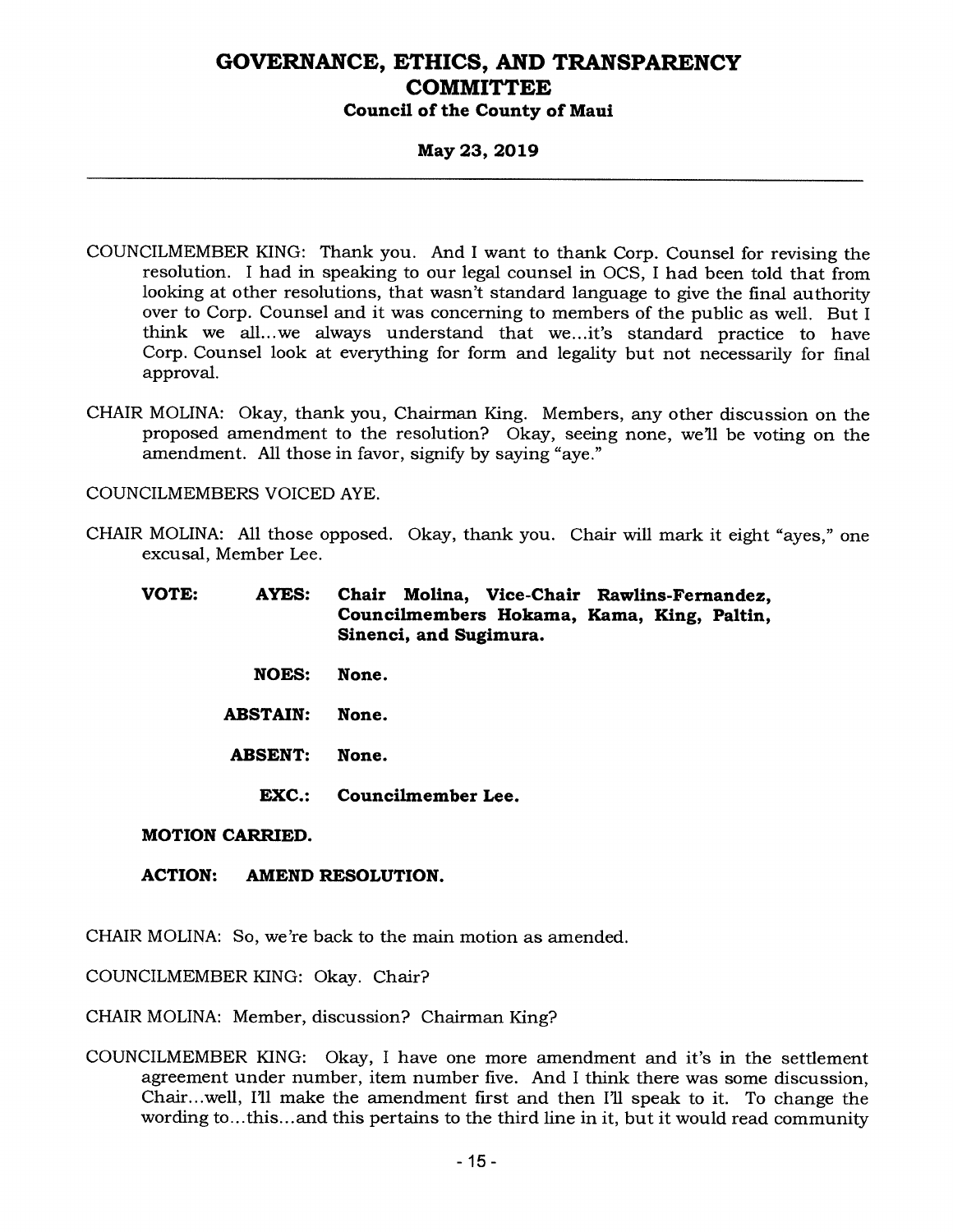COUNCILMEMBER KING: Thank you. And I want to thank Corp. Counsel for revising the resolution. I had in speaking to our legal counsel in OCS, I had been told that from looking at other resolutions, that wasn't standard language to give the final authority over to Corp. Counsel and it was concerning to members of the public as well. But I think we all...we always understand that we...it's standard practice to have Corp. Counsel look at everything for form and legality but not necessarily for final approval.

CHAIR MOLINA: Okay, thank you, Chairman King. Members, any other discussion on the proposed amendment to the resolution? Okay, seeing none, we'll be voting on the amendment. All those in favor, signify by saying "aye."

COUNCILMEMBERS VOICED AYE.

CHAIR MOLINA: All those opposed. Okay, thank you. Chair will mark it eight "ayes," one excusal, Member Lee.

| | | |
|---|---|---|
| **VOTE:** | **AYES:** | **Chair Molina, Vice-Chair Rawlins-Fernandez, Councilmembers Hokama, Kama, King, Paltin, Sinenci, and Sugimura.** |
| | **NOES:** | **None.** |
| | **ABSTAIN:** | **None.** |
| | **ABSENT:** | **None.** |
| | **EXC.:** | **Councilmember Lee.** |

**MOTION CARRIED.**

**ACTION: AMEND RESOLUTION.**

CHAIR MOLINA: So, we're back to the main motion as amended.

COUNCILMEMBER KING: Okay. Chair?

CHAIR MOLINA: Member, discussion? Chairman King?

COUNCILMEMBER KING: Okay, I have one more amendment and it's in the settlement agreement under number, item number five. And I think there was some discussion, Chair...well, I'll make the amendment first and then I'll speak to it. To change the wording to...this...and this pertains to the third line in it, but it would read community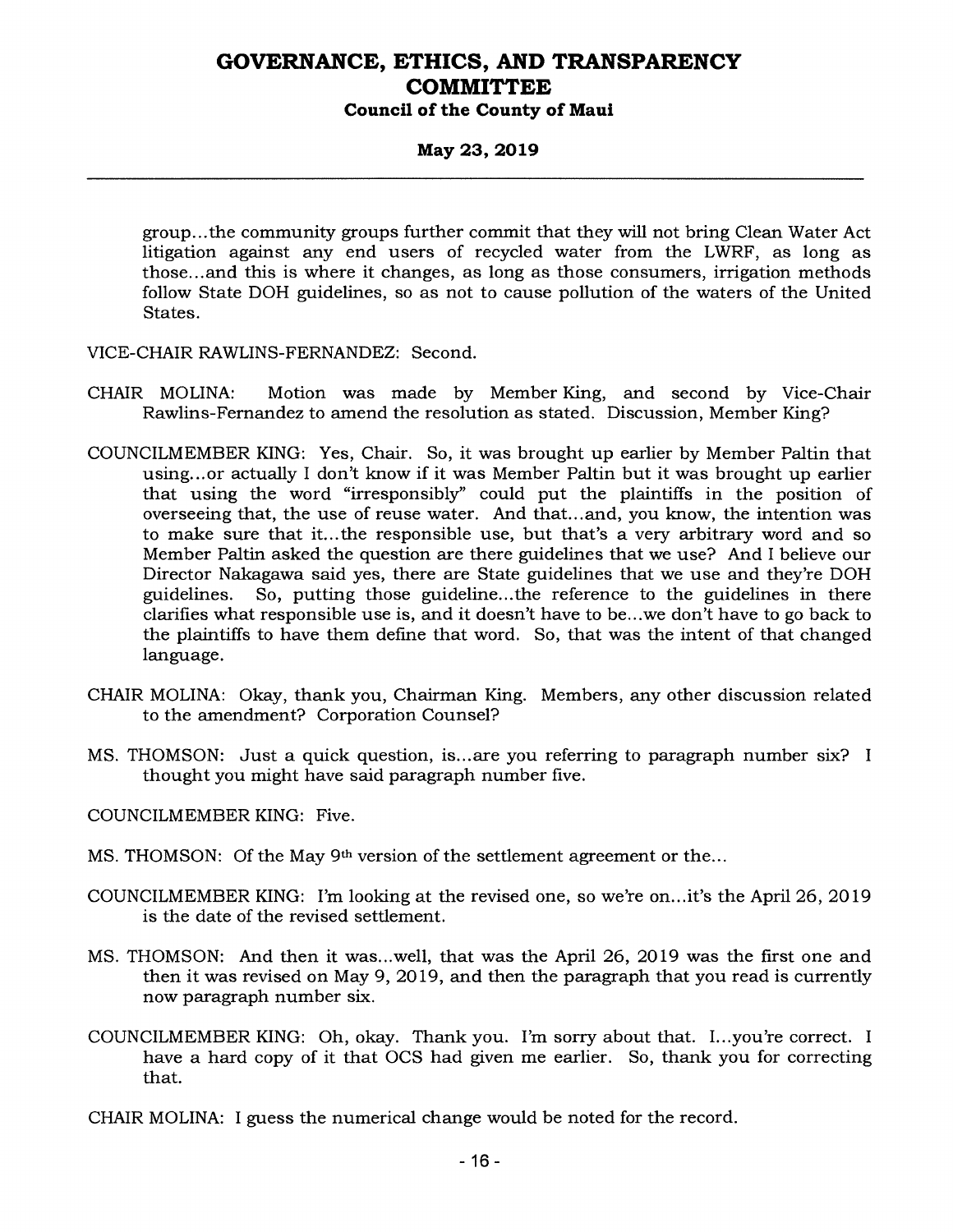group...the community groups further commit that they will not bring Clean Water Act litigation against any end users of recycled water from the LWRF, as long as those...and this is where it changes, as long as those consumers, irrigation methods follow State DOH guidelines, so as not to cause pollution of the waters of the United States.

VICE-CHAIR RAWLINS-FERNANDEZ: Second.

CHAIR MOLINA: Motion was made by Member King, and second by Vice-Chair Rawlins-Fernandez to amend the resolution as stated. Discussion, Member King?

COUNCILMEMBER KING: Yes, Chair. So, it was brought up earlier by Member Paltin that using...or actually I don't know if it was Member Paltin but it was brought up earlier that using the word "irresponsibly" could put the plaintiffs in the position of overseeing that, the use of reuse water. And that...and, you know, the intention was to make sure that it...the responsible use, but that's a very arbitrary word and so Member Paltin asked the question are there guidelines that we use? And I believe our Director Nakagawa said yes, there are State guidelines that we use and they're DOH guidelines. So, putting those guideline...the reference to the guidelines in there clarifies what responsible use is, and it doesn't have to be...we don't have to go back to the plaintiffs to have them define that word. So, that was the intent of that changed language.

CHAIR MOLINA: Okay, thank you, Chairman King. Members, any other discussion related to the amendment? Corporation Counsel?

MS. THOMSON: Just a quick question, is...are you referring to paragraph number six? I thought you might have said paragraph number five.

COUNCILMEMBER KING: Five.

MS. THOMSON: Of the May 9th version of the settlement agreement or the...

COUNCILMEMBER KING: I'm looking at the revised one, so we're on...it's the April 26, 2019 is the date of the revised settlement.

MS. THOMSON: And then it was...well, that was the April 26, 2019 was the first one and then it was revised on May 9, 2019, and then the paragraph that you read is currently now paragraph number six.

COUNCILMEMBER KING: Oh, okay. Thank you. I'm sorry about that. I...you're correct. I have a hard copy of it that OCS had given me earlier. So, thank you for correcting that.

CHAIR MOLINA: I guess the numerical change would be noted for the record.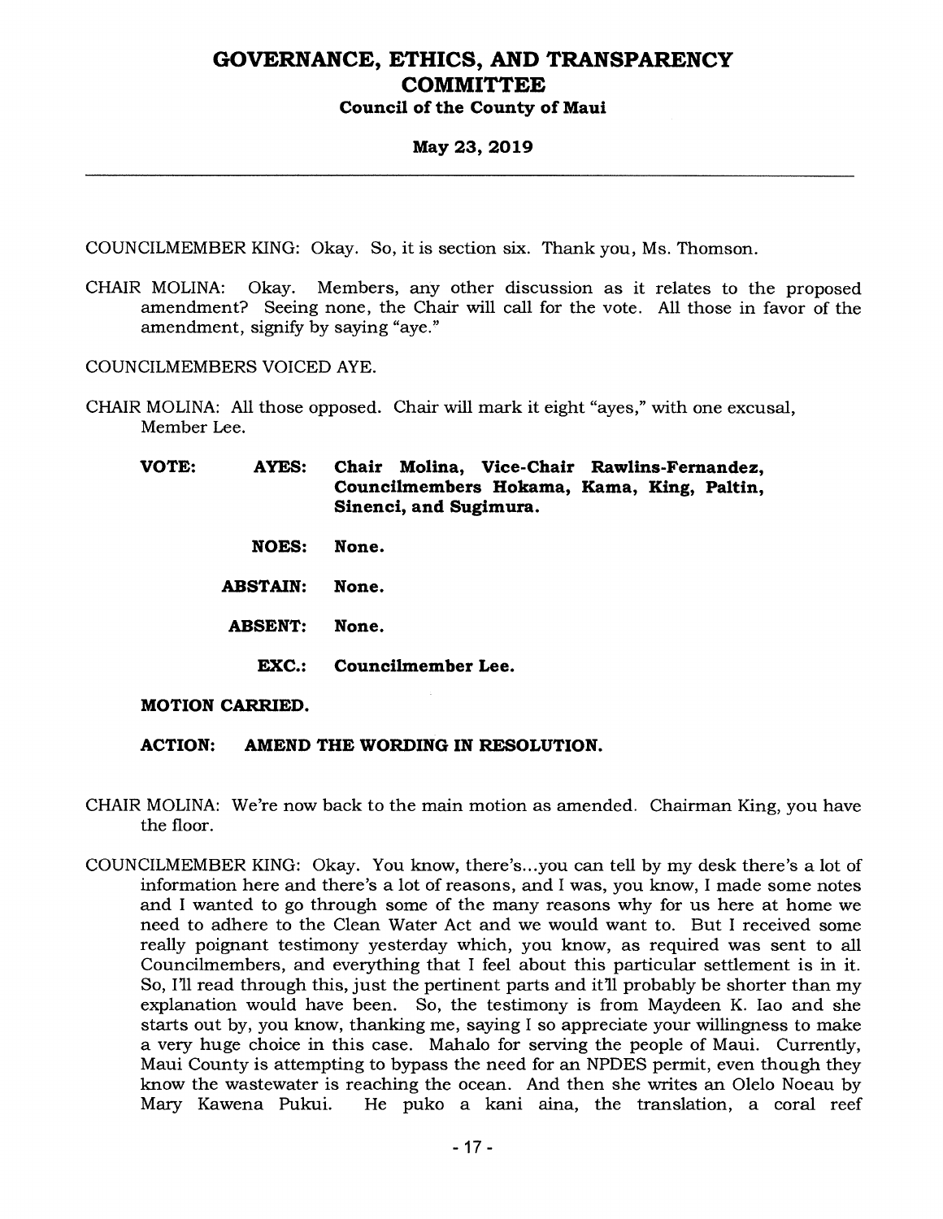COUNCILMEMBER KING: Okay. So, it is section six. Thank you, Ms. Thomson.

CHAIR MOLINA: Okay. Members, any other discussion as it relates to the proposed amendment? Seeing none, the Chair will call for the vote. All those in favor of the amendment, signify by saying "aye."

COUNCILMEMBERS VOICED AYE.

CHAIR MOLINA: All those opposed. Chair will mark it eight "ayes," with one excusal, Member Lee.

**VOTE:** **AYES:** **Chair Molina, Vice-Chair Rawlins-Fernandez, Councilmembers Hokama, Kama, King, Paltin, Sinenci, and Sugimura.**

**NOES:** **None.**

**ABSTAIN:** **None.**

**ABSENT:** **None.**

**EXC.:** **Councilmember Lee.**

**MOTION CARRIED.**

**ACTION: AMEND THE WORDING IN RESOLUTION.**

CHAIR MOLINA: We're now back to the main motion as amended. Chairman King, you have the floor.

COUNCILMEMBER KING: Okay. You know, there's...you can tell by my desk there's a lot of information here and there's a lot of reasons, and I was, you know, I made some notes and I wanted to go through some of the many reasons why for us here at home we need to adhere to the Clean Water Act and we would want to. But I received some really poignant testimony yesterday which, you know, as required was sent to all Councilmembers, and everything that I feel about this particular settlement is in it. So, I'll read through this, just the pertinent parts and it'll probably be shorter than my explanation would have been. So, the testimony is from Maydeen K. Iao and she starts out by, you know, thanking me, saying I so appreciate your willingness to make a very huge choice in this case. Mahalo for serving the people of Maui. Currently, Maui County is attempting to bypass the need for an NPDES permit, even though they know the wastewater is reaching the ocean. And then she writes an Olelo Noeau by Mary Kawena Pukui. He puko a kani aina, the translation, a coral reef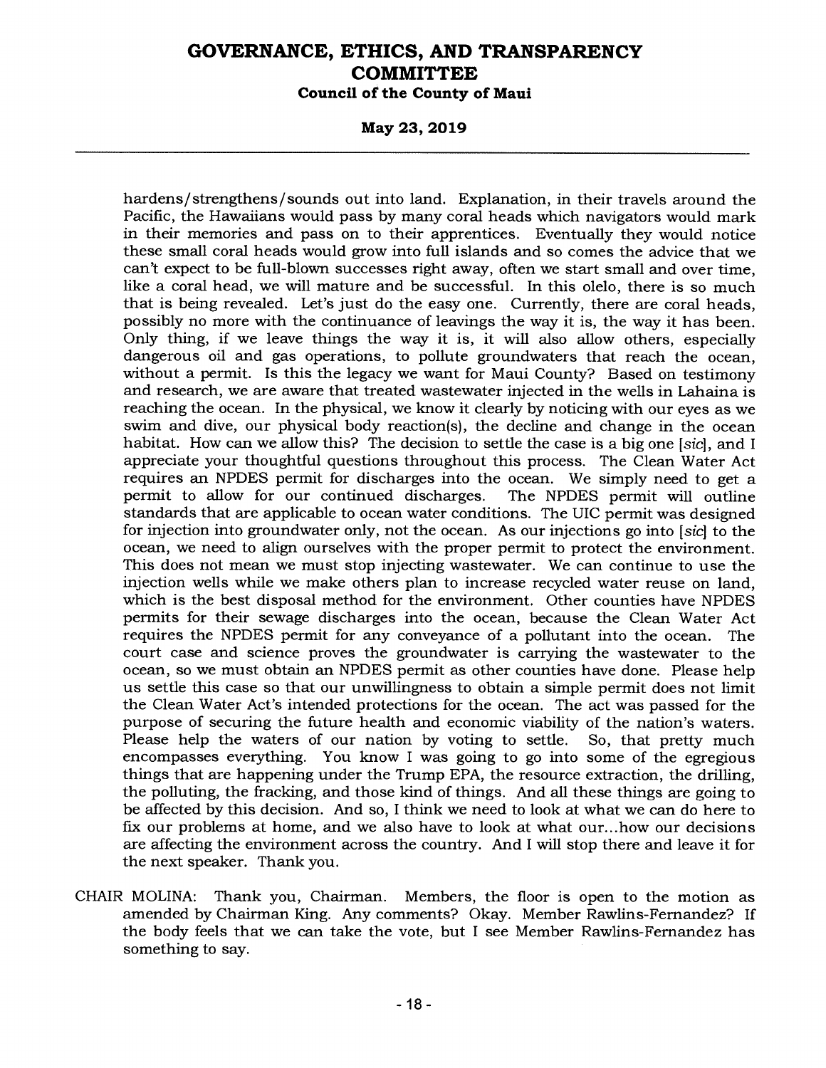hardens/strengthens/sounds out into land. Explanation, in their travels around the Pacific, the Hawaiians would pass by many coral heads which navigators would mark in their memories and pass on to their apprentices. Eventually they would notice these small coral heads would grow into full islands and so comes the advice that we can't expect to be full-blown successes right away, often we start small and over time, like a coral head, we will mature and be successful. In this olelo, there is so much that is being revealed. Let's just do the easy one. Currently, there are coral heads, possibly no more with the continuance of leavings the way it is, the way it has been. Only thing, if we leave things the way it is, it will also allow others, especially dangerous oil and gas operations, to pollute groundwaters that reach the ocean, without a permit. Is this the legacy we want for Maui County? Based on testimony and research, we are aware that treated wastewater injected in the wells in Lahaina is reaching the ocean. In the physical, we know it clearly by noticing with our eyes as we swim and dive, our physical body reaction(s), the decline and change in the ocean habitat. How can we allow this? The decision to settle the case is a big one [*sic*], and I appreciate your thoughtful questions throughout this process. The Clean Water Act requires an NPDES permit for discharges into the ocean. We simply need to get a permit to allow for our continued discharges. The NPDES permit will outline standards that are applicable to ocean water conditions. The UIC permit was designed for injection into groundwater only, not the ocean. As our injections go into [*sic*] to the ocean, we need to align ourselves with the proper permit to protect the environment. This does not mean we must stop injecting wastewater. We can continue to use the injection wells while we make others plan to increase recycled water reuse on land, which is the best disposal method for the environment. Other counties have NPDES permits for their sewage discharges into the ocean, because the Clean Water Act requires the NPDES permit for any conveyance of a pollutant into the ocean. The court case and science proves the groundwater is carrying the wastewater to the ocean, so we must obtain an NPDES permit as other counties have done. Please help us settle this case so that our unwillingness to obtain a simple permit does not limit the Clean Water Act's intended protections for the ocean. The act was passed for the purpose of securing the future health and economic viability of the nation's waters. Please help the waters of our nation by voting to settle. So, that pretty much encompasses everything. You know I was going to go into some of the egregious things that are happening under the Trump EPA, the resource extraction, the drilling, the polluting, the fracking, and those kind of things. And all these things are going to be affected by this decision. And so, I think we need to look at what we can do here to fix our problems at home, and we also have to look at what our...how our decisions are affecting the environment across the country. And I will stop there and leave it for the next speaker. Thank you.

CHAIR MOLINA: Thank you, Chairman. Members, the floor is open to the motion as amended by Chairman King. Any comments? Okay. Member Rawlins-Fernandez? If the body feels that we can take the vote, but I see Member Rawlins-Fernandez has something to say.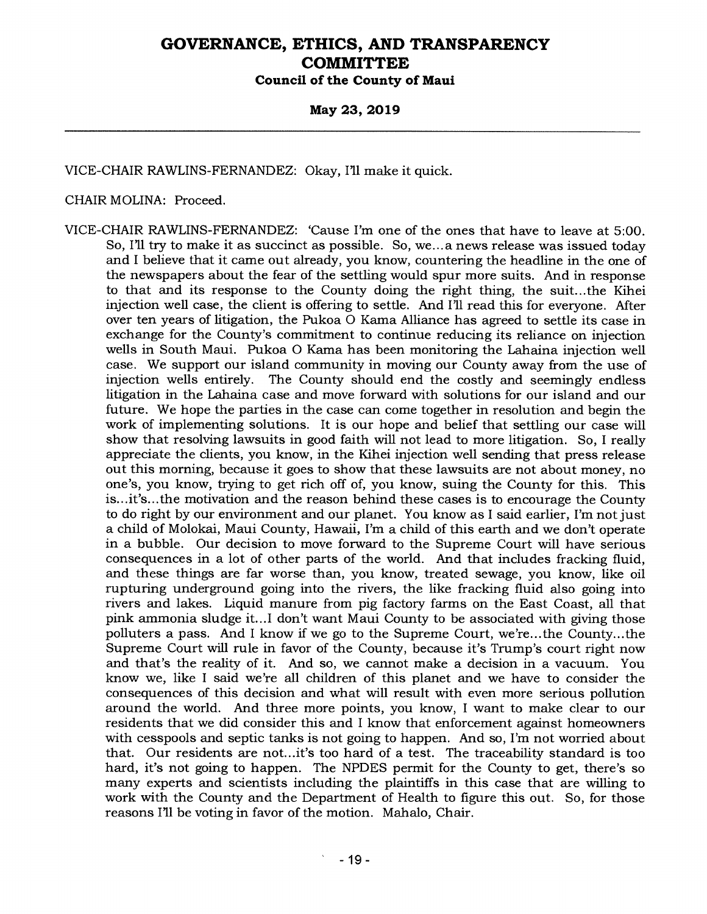VICE-CHAIR RAWLINS-FERNANDEZ: Okay, I'll make it quick.

CHAIR MOLINA: Proceed.

VICE-CHAIR RAWLINS-FERNANDEZ: 'Cause I'm one of the ones that have to leave at 5:00. So, I'll try to make it as succinct as possible. So, we...a news release was issued today and I believe that it came out already, you know, countering the headline in the one of the newspapers about the fear of the settling would spur more suits. And in response to that and its response to the County doing the right thing, the suit...the Kihei injection well case, the client is offering to settle. And I'll read this for everyone. After over ten years of litigation, the Pukoa O Kama Alliance has agreed to settle its case in exchange for the County's commitment to continue reducing its reliance on injection wells in South Maui. Pukoa O Kama has been monitoring the Lahaina injection well case. We support our island community in moving our County away from the use of injection wells entirely. The County should end the costly and seemingly endless litigation in the Lahaina case and move forward with solutions for our island and our future. We hope the parties in the case can come together in resolution and begin the work of implementing solutions. It is our hope and belief that settling our case will show that resolving lawsuits in good faith will not lead to more litigation. So, I really appreciate the clients, you know, in the Kihei injection well sending that press release out this morning, because it goes to show that these lawsuits are not about money, no one's, you know, trying to get rich off of, you know, suing the County for this. This is...it's...the motivation and the reason behind these cases is to encourage the County to do right by our environment and our planet. You know as I said earlier, I'm not just a child of Molokai, Maui County, Hawaii, I'm a child of this earth and we don't operate in a bubble. Our decision to move forward to the Supreme Court will have serious consequences in a lot of other parts of the world. And that includes fracking fluid, and these things are far worse than, you know, treated sewage, you know, like oil rupturing underground going into the rivers, the like fracking fluid also going into rivers and lakes. Liquid manure from pig factory farms on the East Coast, all that pink ammonia sludge it...I don't want Maui County to be associated with giving those polluters a pass. And I know if we go to the Supreme Court, we're...the County...the Supreme Court will rule in favor of the County, because it's Trump's court right now and that's the reality of it. And so, we cannot make a decision in a vacuum. You know we, like I said we're all children of this planet and we have to consider the consequences of this decision and what will result with even more serious pollution around the world. And three more points, you know, I want to make clear to our residents that we did consider this and I know that enforcement against homeowners with cesspools and septic tanks is not going to happen. And so, I'm not worried about that. Our residents are not...it's too hard of a test. The traceability standard is too hard, it's not going to happen. The NPDES permit for the County to get, there's so many experts and scientists including the plaintiffs in this case that are willing to work with the County and the Department of Health to figure this out. So, for those reasons I'll be voting in favor of the motion. Mahalo, Chair.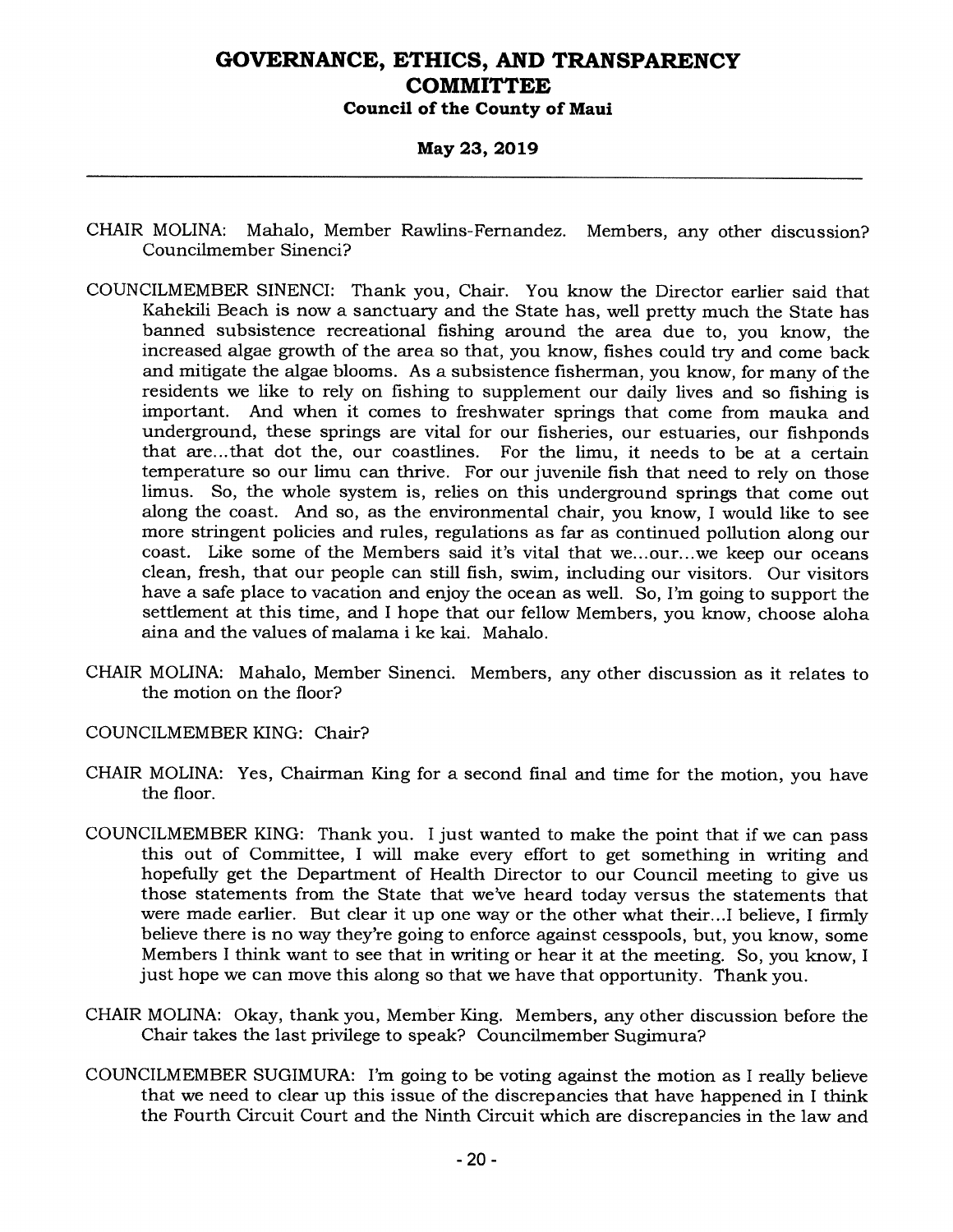CHAIR MOLINA: Mahalo, Member Rawlins-Fernandez. Members, any other discussion? Councilmember Sinenci?

COUNCILMEMBER SINENCI: Thank you, Chair. You know the Director earlier said that Kahekili Beach is now a sanctuary and the State has, well pretty much the State has banned subsistence recreational fishing around the area due to, you know, the increased algae growth of the area so that, you know, fishes could try and come back and mitigate the algae blooms. As a subsistence fisherman, you know, for many of the residents we like to rely on fishing to supplement our daily lives and so fishing is important. And when it comes to freshwater springs that come from mauka and underground, these springs are vital for our fisheries, our estuaries, our fishponds that are...that dot the, our coastlines. For the limu, it needs to be at a certain temperature so our limu can thrive. For our juvenile fish that need to rely on those limus. So, the whole system is, relies on this underground springs that come out along the coast. And so, as the environmental chair, you know, I would like to see more stringent policies and rules, regulations as far as continued pollution along our coast. Like some of the Members said it's vital that we...our...we keep our oceans clean, fresh, that our people can still fish, swim, including our visitors. Our visitors have a safe place to vacation and enjoy the ocean as well. So, I'm going to support the settlement at this time, and I hope that our fellow Members, you know, choose aloha aina and the values of malama i ke kai. Mahalo.

CHAIR MOLINA: Mahalo, Member Sinenci. Members, any other discussion as it relates to the motion on the floor?

COUNCILMEMBER KING: Chair?

CHAIR MOLINA: Yes, Chairman King for a second final and time for the motion, you have the floor.

COUNCILMEMBER KING: Thank you. I just wanted to make the point that if we can pass this out of Committee, I will make every effort to get something in writing and hopefully get the Department of Health Director to our Council meeting to give us those statements from the State that we've heard today versus the statements that were made earlier. But clear it up one way or the other what their...I believe, I firmly believe there is no way they're going to enforce against cesspools, but, you know, some Members I think want to see that in writing or hear it at the meeting. So, you know, I just hope we can move this along so that we have that opportunity. Thank you.

CHAIR MOLINA: Okay, thank you, Member King. Members, any other discussion before the Chair takes the last privilege to speak? Councilmember Sugimura?

COUNCILMEMBER SUGIMURA: I'm going to be voting against the motion as I really believe that we need to clear up this issue of the discrepancies that have happened in I think the Fourth Circuit Court and the Ninth Circuit which are discrepancies in the law and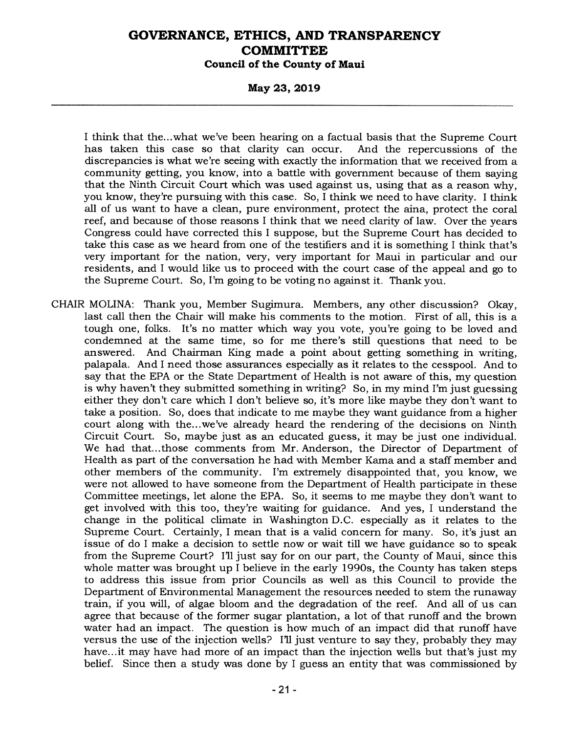I think that the...what we've been hearing on a factual basis that the Supreme Court has taken this case so that clarity can occur. And the repercussions of the discrepancies is what we're seeing with exactly the information that we received from a community getting, you know, into a battle with government because of them saying that the Ninth Circuit Court which was used against us, using that as a reason why, you know, they're pursuing with this case. So, I think we need to have clarity. I think all of us want to have a clean, pure environment, protect the aina, protect the coral reef, and because of those reasons I think that we need clarity of law. Over the years Congress could have corrected this I suppose, but the Supreme Court has decided to take this case as we heard from one of the testifiers and it is something I think that's very important for the nation, very, very important for Maui in particular and our residents, and I would like us to proceed with the court case of the appeal and go to the Supreme Court. So, I'm going to be voting no against it. Thank you.

CHAIR MOLINA: Thank you, Member Sugimura. Members, any other discussion? Okay, last call then the Chair will make his comments to the motion. First of all, this is a tough one, folks. It's no matter which way you vote, you're going to be loved and condemned at the same time, so for me there's still questions that need to be answered. And Chairman King made a point about getting something in writing, palapala. And I need those assurances especially as it relates to the cesspool. And to say that the EPA or the State Department of Health is not aware of this, my question is why haven't they submitted something in writing? So, in my mind I'm just guessing either they don't care which I don't believe so, it's more like maybe they don't want to take a position. So, does that indicate to me maybe they want guidance from a higher court along with the...we've already heard the rendering of the decisions on Ninth Circuit Court. So, maybe just as an educated guess, it may be just one individual. We had that...those comments from Mr. Anderson, the Director of Department of Health as part of the conversation he had with Member Kama and a staff member and other members of the community. I'm extremely disappointed that, you know, we were not allowed to have someone from the Department of Health participate in these Committee meetings, let alone the EPA. So, it seems to me maybe they don't want to get involved with this too, they're waiting for guidance. And yes, I understand the change in the political climate in Washington D.C. especially as it relates to the Supreme Court. Certainly, I mean that is a valid concern for many. So, it's just an issue of do I make a decision to settle now or wait till we have guidance so to speak from the Supreme Court? I'll just say for on our part, the County of Maui, since this whole matter was brought up I believe in the early 1990s, the County has taken steps to address this issue from prior Councils as well as this Council to provide the Department of Environmental Management the resources needed to stem the runaway train, if you will, of algae bloom and the degradation of the reef. And all of us can agree that because of the former sugar plantation, a lot of that runoff and the brown water had an impact. The question is how much of an impact did that runoff have versus the use of the injection wells? I'll just venture to say they, probably they may have...it may have had more of an impact than the injection wells but that's just my belief. Since then a study was done by I guess an entity that was commissioned by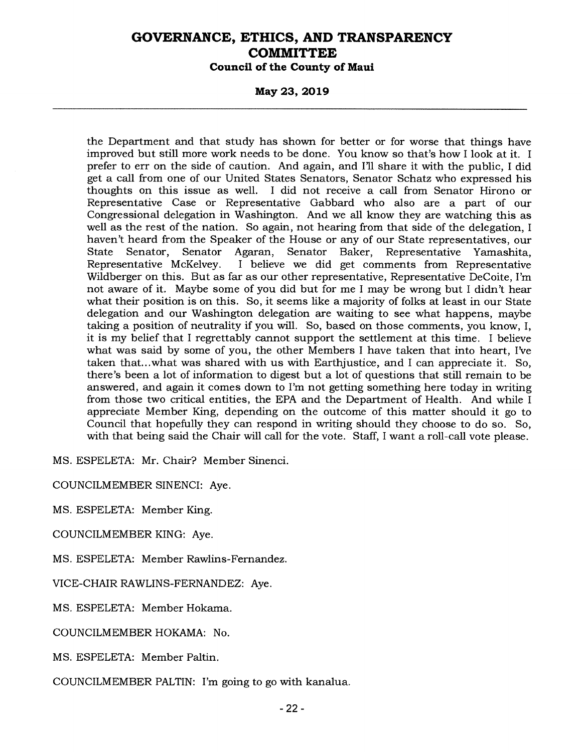the Department and that study has shown for better or for worse that things have improved but still more work needs to be done. You know so that's how I look at it. I prefer to err on the side of caution. And again, and I'll share it with the public, I did get a call from one of our United States Senators, Senator Schatz who expressed his thoughts on this issue as well. I did not receive a call from Senator Hirono or Representative Case or Representative Gabbard who also are a part of our Congressional delegation in Washington. And we all know they are watching this as well as the rest of the nation. So again, not hearing from that side of the delegation, I haven't heard from the Speaker of the House or any of our State representatives, our State Senator, Senator Agaran, Senator Baker, Representative Yamashita, Representative McKelvey. I believe we did get comments from Representative Wildberger on this. But as far as our other representative, Representative DeCoite, I'm not aware of it. Maybe some of you did but for me I may be wrong but I didn't hear what their position is on this. So, it seems like a majority of folks at least in our State delegation and our Washington delegation are waiting to see what happens, maybe taking a position of neutrality if you will. So, based on those comments, you know, I, it is my belief that I regrettably cannot support the settlement at this time. I believe what was said by some of you, the other Members I have taken that into heart, I've taken that...what was shared with us with Earthjustice, and I can appreciate it. So, there's been a lot of information to digest but a lot of questions that still remain to be answered, and again it comes down to I'm not getting something here today in writing from those two critical entities, the EPA and the Department of Health. And while I appreciate Member King, depending on the outcome of this matter should it go to Council that hopefully they can respond in writing should they choose to do so. So, with that being said the Chair will call for the vote. Staff, I want a roll-call vote please.

MS. ESPELETA: Mr. Chair? Member Sinenci.

COUNCILMEMBER SINENCI: Aye.

MS. ESPELETA: Member King.

COUNCILMEMBER KING: Aye.

MS. ESPELETA: Member Rawlins-Fernandez.

VICE-CHAIR RAWLINS-FERNANDEZ: Aye.

MS. ESPELETA: Member Hokama.

COUNCILMEMBER HOKAMA: No.

MS. ESPELETA: Member Paltin.

COUNCILMEMBER PALTIN: I'm going to go with kanalua.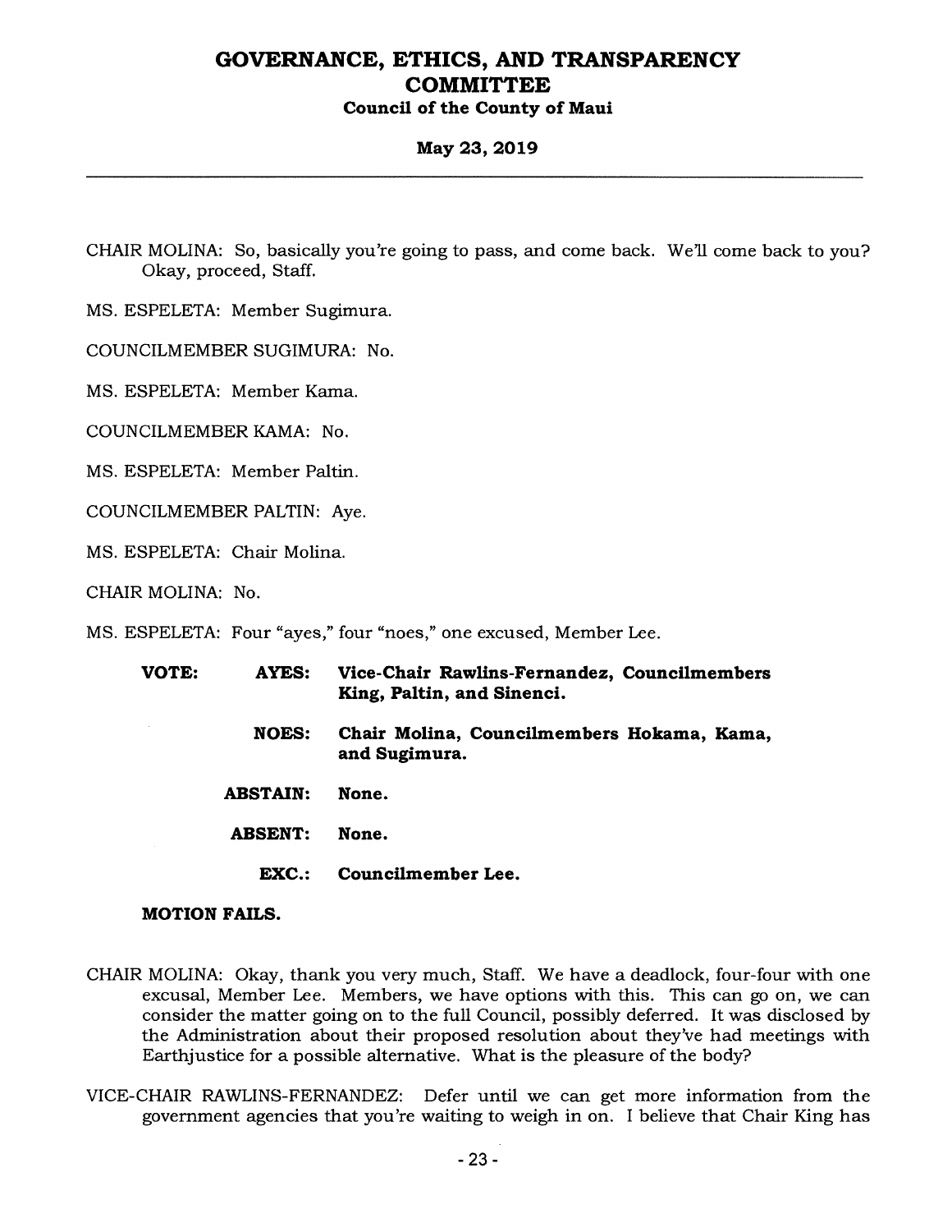CHAIR MOLINA: So, basically you're going to pass, and come back. We'll come back to you? Okay, proceed, Staff.

MS. ESPELETA: Member Sugimura.

COUNCILMEMBER SUGIMURA: No.

MS. ESPELETA: Member Kama.

COUNCILMEMBER KAMA: No.

MS. ESPELETA: Member Paltin.

COUNCILMEMBER PALTIN: Aye.

MS. ESPELETA: Chair Molina.

CHAIR MOLINA: No.

MS. ESPELETA: Four "ayes," four "noes," one excused, Member Lee.

| | | |
|---|---|---|
| **VOTE:** | **AYES:** | **Vice-Chair Rawlins-Fernandez, Councilmembers King, Paltin, and Sinenci.** |
| | **NOES:** | **Chair Molina, Councilmembers Hokama, Kama, and Sugimura.** |
| | **ABSTAIN:** | **None.** |
| | **ABSENT:** | **None.** |
| | **EXC.:** | **Councilmember Lee.** |

**MOTION FAILS.**

CHAIR MOLINA: Okay, thank you very much, Staff. We have a deadlock, four-four with one excusal, Member Lee. Members, we have options with this. This can go on, we can consider the matter going on to the full Council, possibly deferred. It was disclosed by the Administration about their proposed resolution about they've had meetings with Earthjustice for a possible alternative. What is the pleasure of the body?

VICE-CHAIR RAWLINS-FERNANDEZ: Defer until we can get more information from the government agencies that you're waiting to weigh in on. I believe that Chair King has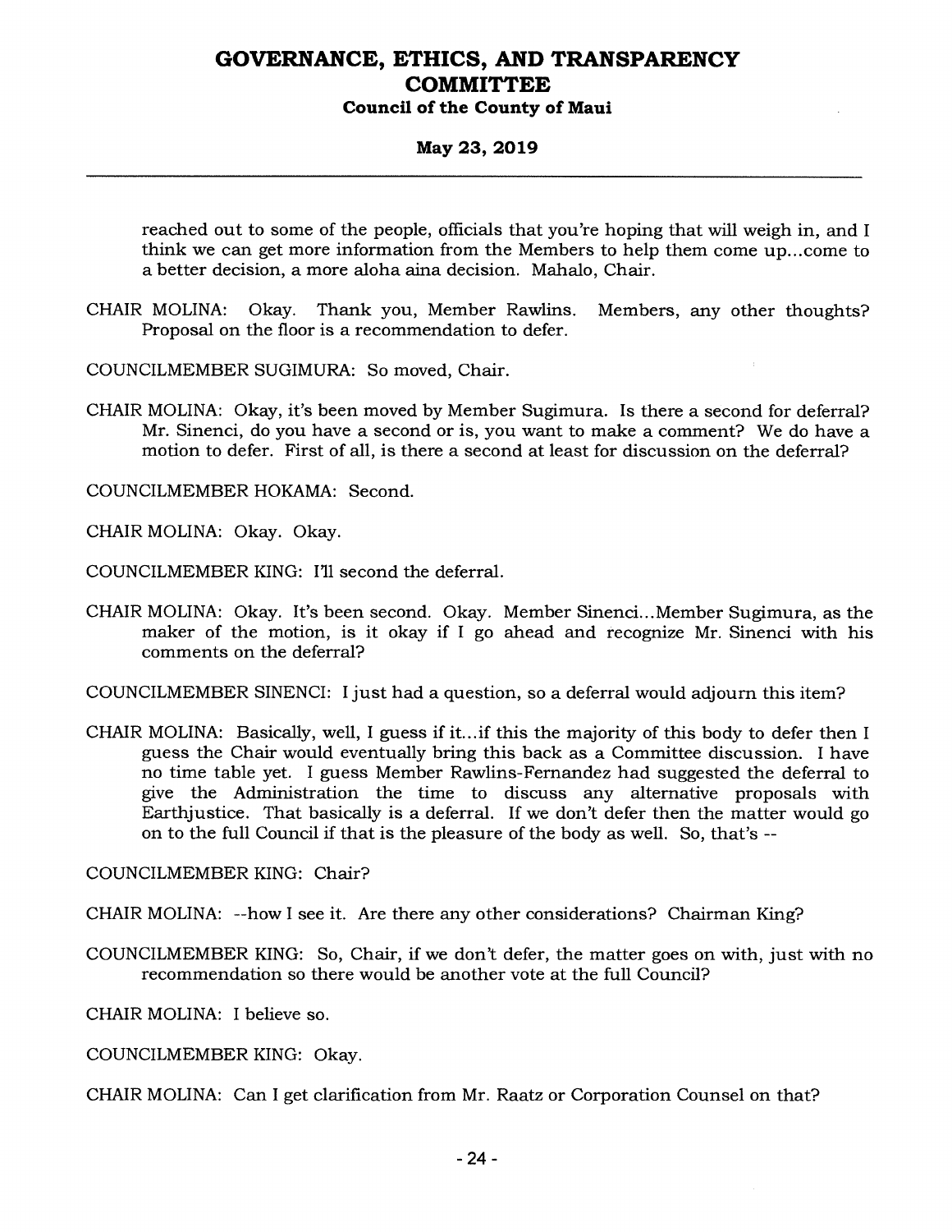reached out to some of the people, officials that you're hoping that will weigh in, and I think we can get more information from the Members to help them come up...come to a better decision, a more aloha aina decision. Mahalo, Chair.

CHAIR MOLINA: Okay. Thank you, Member Rawlins. Members, any other thoughts? Proposal on the floor is a recommendation to defer.

COUNCILMEMBER SUGIMURA: So moved, Chair.

CHAIR MOLINA: Okay, it's been moved by Member Sugimura. Is there a second for deferral? Mr. Sinenci, do you have a second or is, you want to make a comment? We do have a motion to defer. First of all, is there a second at least for discussion on the deferral?

COUNCILMEMBER HOKAMA: Second.

CHAIR MOLINA: Okay. Okay.

COUNCILMEMBER KING: I'll second the deferral.

CHAIR MOLINA: Okay. It's been second. Okay. Member Sinenci...Member Sugimura, as the maker of the motion, is it okay if I go ahead and recognize Mr. Sinenci with his comments on the deferral?

COUNCILMEMBER SINENCI: I just had a question, so a deferral would adjourn this item?

CHAIR MOLINA: Basically, well, I guess if it...if this the majority of this body to defer then I guess the Chair would eventually bring this back as a Committee discussion. I have no time table yet. I guess Member Rawlins-Fernandez had suggested the deferral to give the Administration the time to discuss any alternative proposals with Earthjustice. That basically is a deferral. If we don't defer then the matter would go on to the full Council if that is the pleasure of the body as well. So, that's --

COUNCILMEMBER KING: Chair?

CHAIR MOLINA: --how I see it. Are there any other considerations? Chairman King?

COUNCILMEMBER KING: So, Chair, if we don't defer, the matter goes on with, just with no recommendation so there would be another vote at the full Council?

CHAIR MOLINA: I believe so.

COUNCILMEMBER KING: Okay.

CHAIR MOLINA: Can I get clarification from Mr. Raatz or Corporation Counsel on that?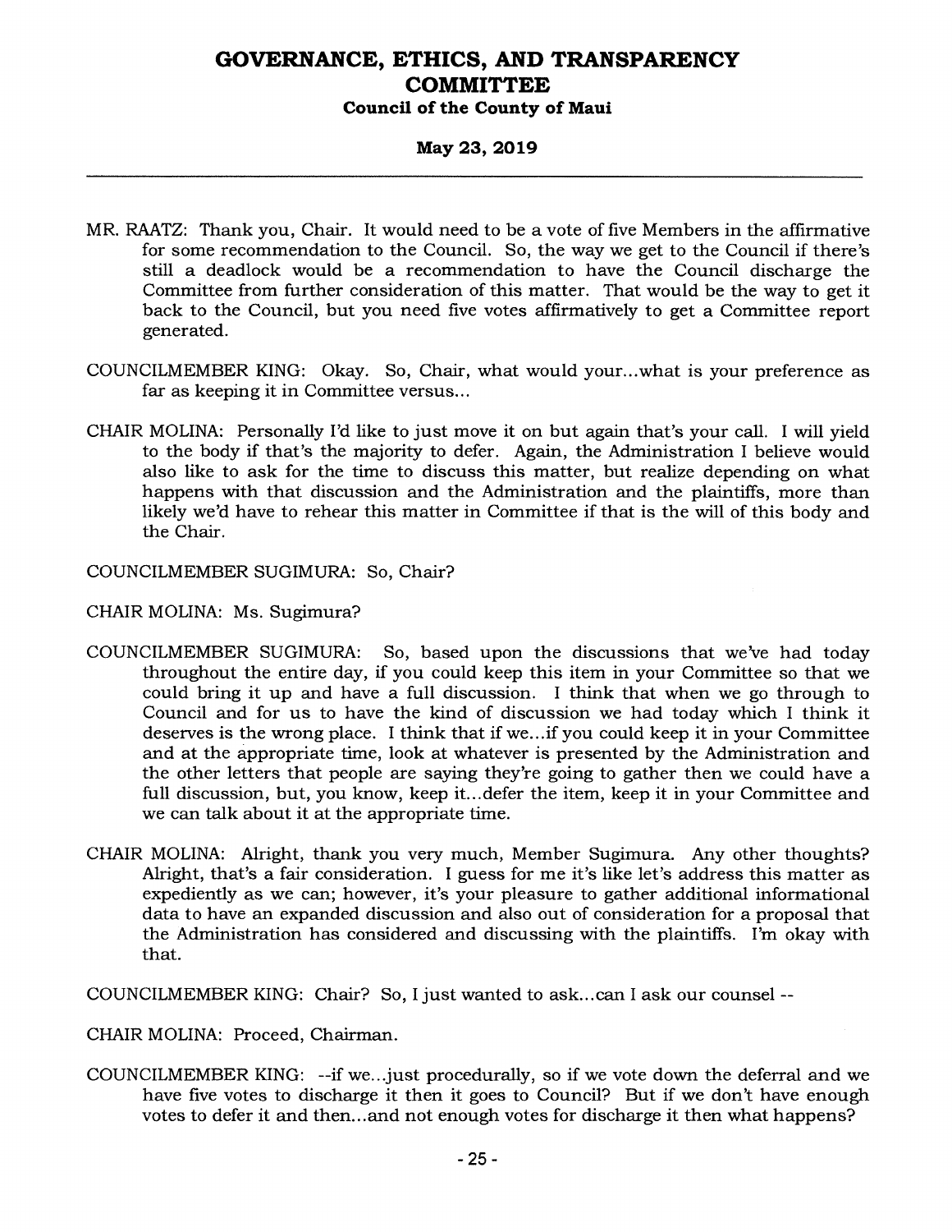MR. RAATZ: Thank you, Chair. It would need to be a vote of five Members in the affirmative for some recommendation to the Council. So, the way we get to the Council if there's still a deadlock would be a recommendation to have the Council discharge the Committee from further consideration of this matter. That would be the way to get it back to the Council, but you need five votes affirmatively to get a Committee report generated.

COUNCILMEMBER KING: Okay. So, Chair, what would your...what is your preference as far as keeping it in Committee versus...

CHAIR MOLINA: Personally I'd like to just move it on but again that's your call. I will yield to the body if that's the majority to defer. Again, the Administration I believe would also like to ask for the time to discuss this matter, but realize depending on what happens with that discussion and the Administration and the plaintiffs, more than likely we'd have to rehear this matter in Committee if that is the will of this body and the Chair.

COUNCILMEMBER SUGIMURA: So, Chair?

CHAIR MOLINA: Ms. Sugimura?

COUNCILMEMBER SUGIMURA: So, based upon the discussions that we've had today throughout the entire day, if you could keep this item in your Committee so that we could bring it up and have a full discussion. I think that when we go through to Council and for us to have the kind of discussion we had today which I think it deserves is the wrong place. I think that if we...if you could keep it in your Committee and at the appropriate time, look at whatever is presented by the Administration and the other letters that people are saying they're going to gather then we could have a full discussion, but, you know, keep it...defer the item, keep it in your Committee and we can talk about it at the appropriate time.

CHAIR MOLINA: Alright, thank you very much, Member Sugimura. Any other thoughts? Alright, that's a fair consideration. I guess for me it's like let's address this matter as expediently as we can; however, it's your pleasure to gather additional informational data to have an expanded discussion and also out of consideration for a proposal that the Administration has considered and discussing with the plaintiffs. I'm okay with that.

COUNCILMEMBER KING: Chair? So, I just wanted to ask...can I ask our counsel --

CHAIR MOLINA: Proceed, Chairman.

COUNCILMEMBER KING: --if we...just procedurally, so if we vote down the deferral and we have five votes to discharge it then it goes to Council? But if we don't have enough votes to defer it and then...and not enough votes for discharge it then what happens?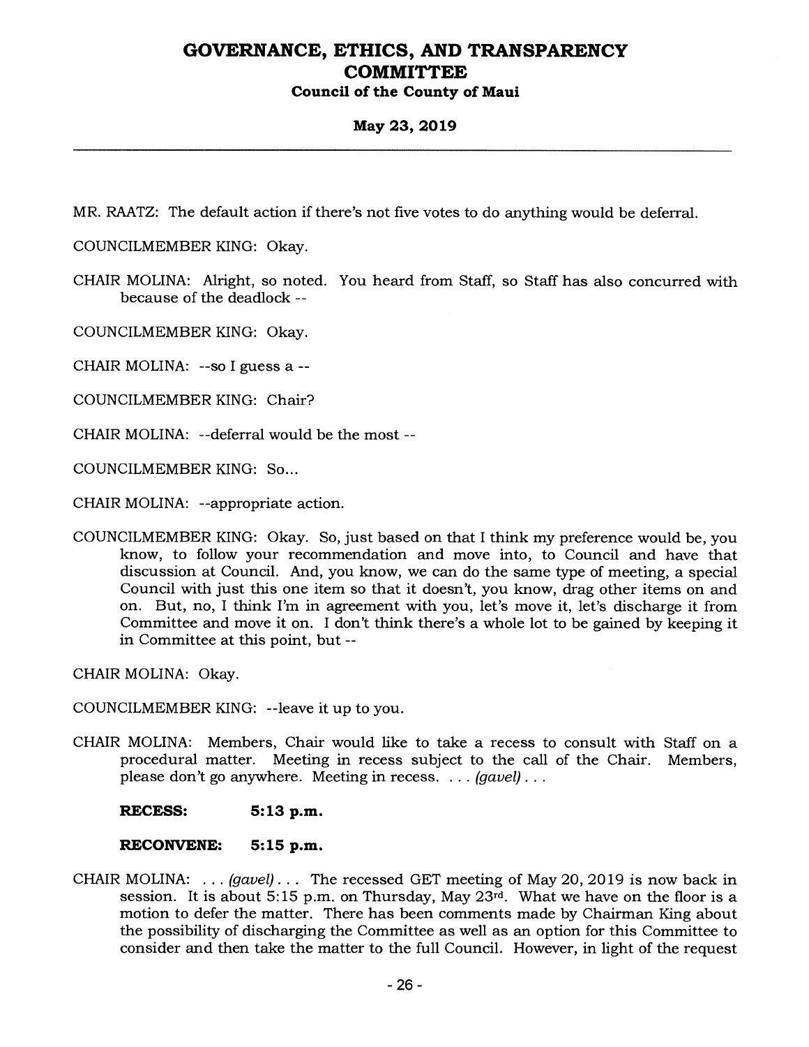MR. RAATZ: The default action if there's not five votes to do anything would be deferral.

COUNCILMEMBER KING: Okay.

CHAIR MOLINA: Alright, so noted. You heard from Staff, so Staff has also concurred with because of the deadlock --

COUNCILMEMBER KING: Okay.

CHAIR MOLINA: --so I guess a --

COUNCILMEMBER KING: Chair?

CHAIR MOLINA: --deferral would be the most --

COUNCILMEMBER KING: So...

CHAIR MOLINA: --appropriate action.

COUNCILMEMBER KING: Okay. So, just based on that I think my preference would be, you know, to follow your recommendation and move into, to Council and have that discussion at Council. And, you know, we can do the same type of meeting, a special Council with just this one item so that it doesn't, you know, drag other items on and on. But, no, I think I'm in agreement with you, let's move it, let's discharge it from Committee and move it on. I don't think there's a whole lot to be gained by keeping it in Committee at this point, but --

CHAIR MOLINA: Okay.

COUNCILMEMBER KING: --leave it up to you.

CHAIR MOLINA: Members, Chair would like to take a recess to consult with Staff on a procedural matter. Meeting in recess subject to the call of the Chair. Members, please don't go anywhere. Meeting in recess. . . . *(gavel)* . . .

**RECESS: 5:13 p.m.**

**RECONVENE: 5:15 p.m.**

CHAIR MOLINA: . . . *(gavel)* . . . The recessed GET meeting of May 20, 2019 is now back in session. It is about 5:15 p.m. on Thursday, May 23rd. What we have on the floor is a motion to defer the matter. There has been comments made by Chairman King about the possibility of discharging the Committee as well as an option for this Committee to consider and then take the matter to the full Council. However, in light of the request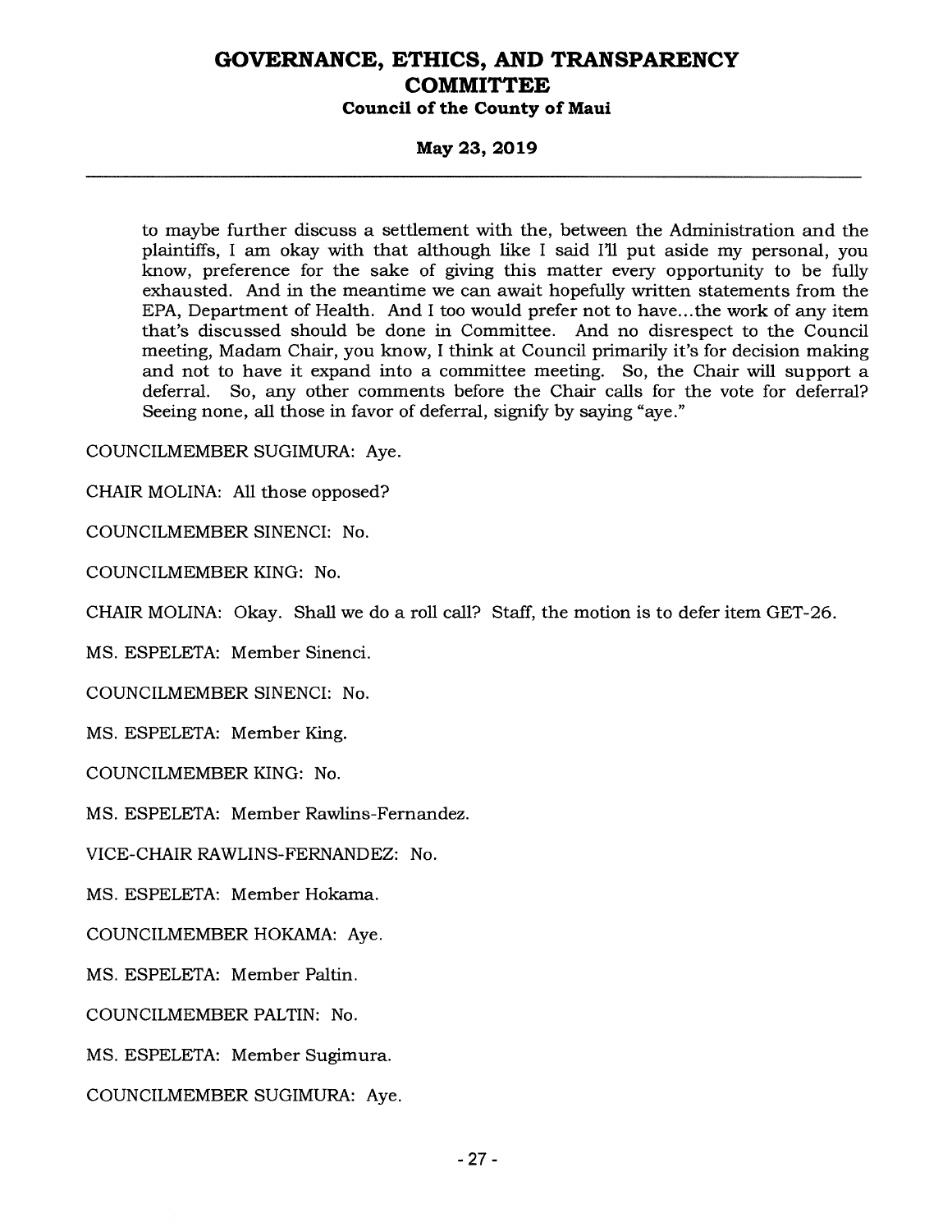to maybe further discuss a settlement with the, between the Administration and the plaintiffs, I am okay with that although like I said I'll put aside my personal, you know, preference for the sake of giving this matter every opportunity to be fully exhausted. And in the meantime we can await hopefully written statements from the EPA, Department of Health. And I too would prefer not to have...the work of any item that's discussed should be done in Committee. And no disrespect to the Council meeting, Madam Chair, you know, I think at Council primarily it's for decision making and not to have it expand into a committee meeting. So, the Chair will support a deferral. So, any other comments before the Chair calls for the vote for deferral? Seeing none, all those in favor of deferral, signify by saying "aye."

COUNCILMEMBER SUGIMURA: Aye.

CHAIR MOLINA: All those opposed?

COUNCILMEMBER SINENCI: No.

COUNCILMEMBER KING: No.

CHAIR MOLINA: Okay. Shall we do a roll call? Staff, the motion is to defer item GET-26.

MS. ESPELETA: Member Sinenci.

COUNCILMEMBER SINENCI: No.

MS. ESPELETA: Member King.

COUNCILMEMBER KING: No.

MS. ESPELETA: Member Rawlins-Fernandez.

VICE-CHAIR RAWLINS-FERNANDEZ: No.

MS. ESPELETA: Member Hokama.

COUNCILMEMBER HOKAMA: Aye.

MS. ESPELETA: Member Paltin.

COUNCILMEMBER PALTIN: No.

MS. ESPELETA: Member Sugimura.

COUNCILMEMBER SUGIMURA: Aye.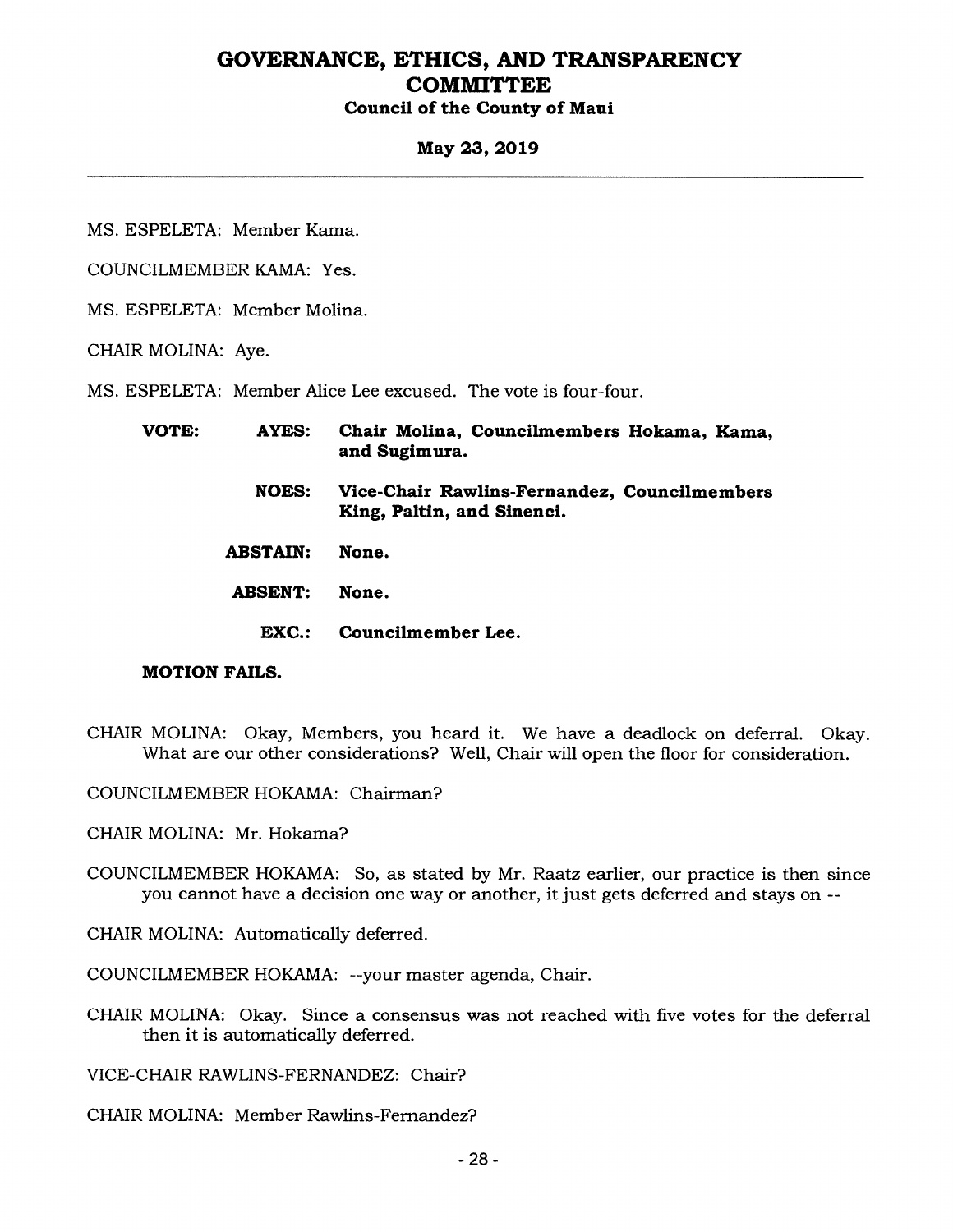MS. ESPELETA: Member Kama.

COUNCILMEMBER KAMA: Yes.

MS. ESPELETA: Member Molina.

CHAIR MOLINA: Aye.

MS. ESPELETA: Member Alice Lee excused. The vote is four-four.

| | | |
|---|---|---|
| **VOTE:** | **AYES:** | **Chair Molina, Councilmembers Hokama, Kama, and Sugimura.** |
| | **NOES:** | **Vice-Chair Rawlins-Fernandez, Councilmembers King, Paltin, and Sinenci.** |
| | **ABSTAIN:** | **None.** |
| | **ABSENT:** | **None.** |
| | **EXC.:** | **Councilmember Lee.** |

**MOTION FAILS.**

CHAIR MOLINA: Okay, Members, you heard it. We have a deadlock on deferral. Okay. What are our other considerations? Well, Chair will open the floor for consideration.

COUNCILMEMBER HOKAMA: Chairman?

CHAIR MOLINA: Mr. Hokama?

COUNCILMEMBER HOKAMA: So, as stated by Mr. Raatz earlier, our practice is then since you cannot have a decision one way or another, it just gets deferred and stays on --

CHAIR MOLINA: Automatically deferred.

COUNCILMEMBER HOKAMA: --your master agenda, Chair.

CHAIR MOLINA: Okay. Since a consensus was not reached with five votes for the deferral then it is automatically deferred.

VICE-CHAIR RAWLINS-FERNANDEZ: Chair?

CHAIR MOLINA: Member Rawlins-Fernandez?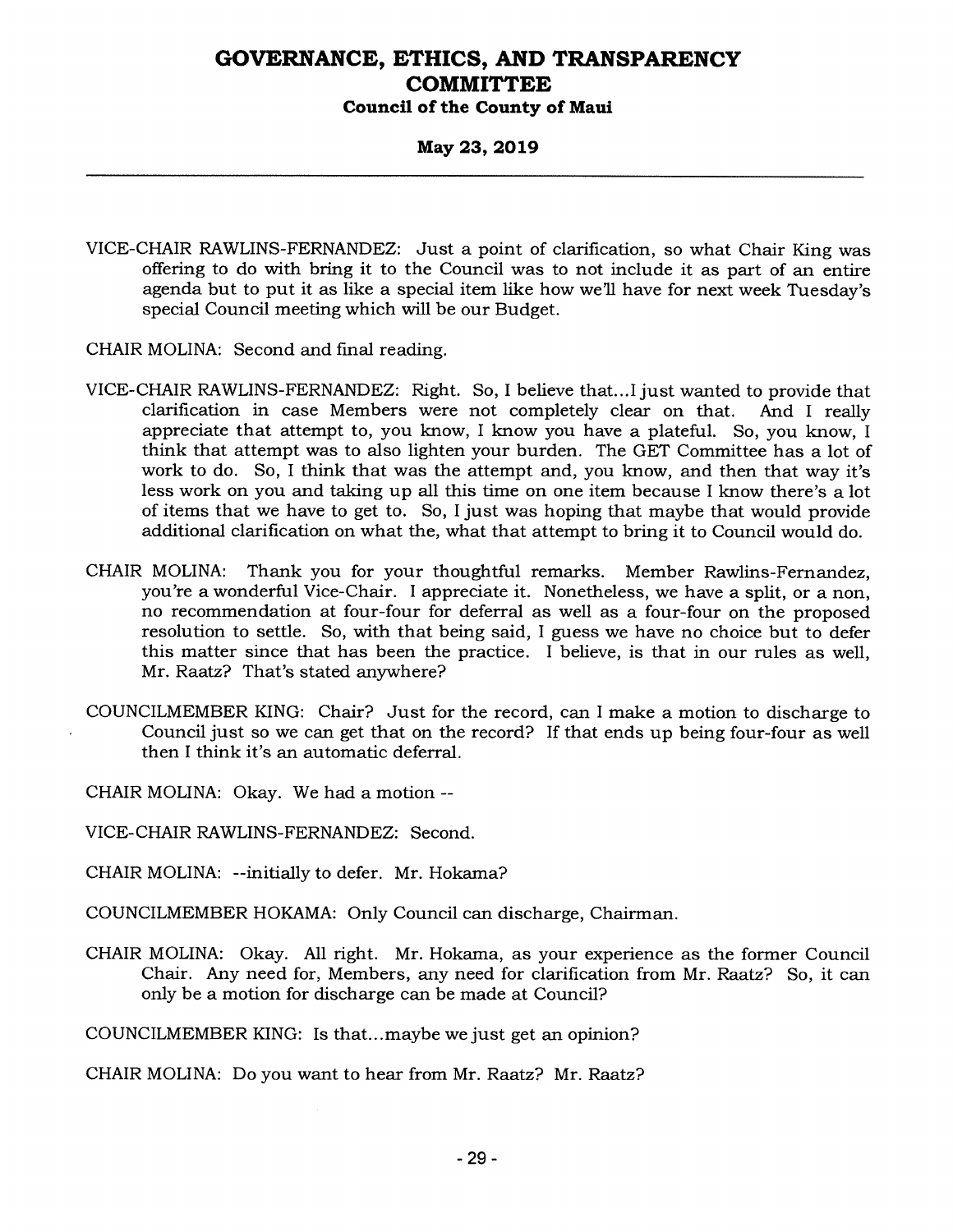VICE-CHAIR RAWLINS-FERNANDEZ: Just a point of clarification, so what Chair King was offering to do with bring it to the Council was to not include it as part of an entire agenda but to put it as like a special item like how we'll have for next week Tuesday's special Council meeting which will be our Budget.

CHAIR MOLINA: Second and final reading.

VICE-CHAIR RAWLINS-FERNANDEZ: Right. So, I believe that...I just wanted to provide that clarification in case Members were not completely clear on that. And I really appreciate that attempt to, you know, I know you have a plateful. So, you know, I think that attempt was to also lighten your burden. The GET Committee has a lot of work to do. So, I think that was the attempt and, you know, and then that way it's less work on you and taking up all this time on one item because I know there's a lot of items that we have to get to. So, I just was hoping that maybe that would provide additional clarification on what the, what that attempt to bring it to Council would do.

CHAIR MOLINA: Thank you for your thoughtful remarks. Member Rawlins-Fernandez, you're a wonderful Vice-Chair. I appreciate it. Nonetheless, we have a split, or a non, no recommendation at four-four for deferral as well as a four-four on the proposed resolution to settle. So, with that being said, I guess we have no choice but to defer this matter since that has been the practice. I believe, is that in our rules as well, Mr. Raatz? That's stated anywhere?

COUNCILMEMBER KING: Chair? Just for the record, can I make a motion to discharge to Council just so we can get that on the record? If that ends up being four-four as well then I think it's an automatic deferral.

CHAIR MOLINA: Okay. We had a motion --

VICE-CHAIR RAWLINS-FERNANDEZ: Second.

CHAIR MOLINA: --initially to defer. Mr. Hokama?

COUNCILMEMBER HOKAMA: Only Council can discharge, Chairman.

CHAIR MOLINA: Okay. All right. Mr. Hokama, as your experience as the former Council Chair. Any need for, Members, any need for clarification from Mr. Raatz? So, it can only be a motion for discharge can be made at Council?

COUNCILMEMBER KING: Is that...maybe we just get an opinion?

CHAIR MOLINA: Do you want to hear from Mr. Raatz? Mr. Raatz?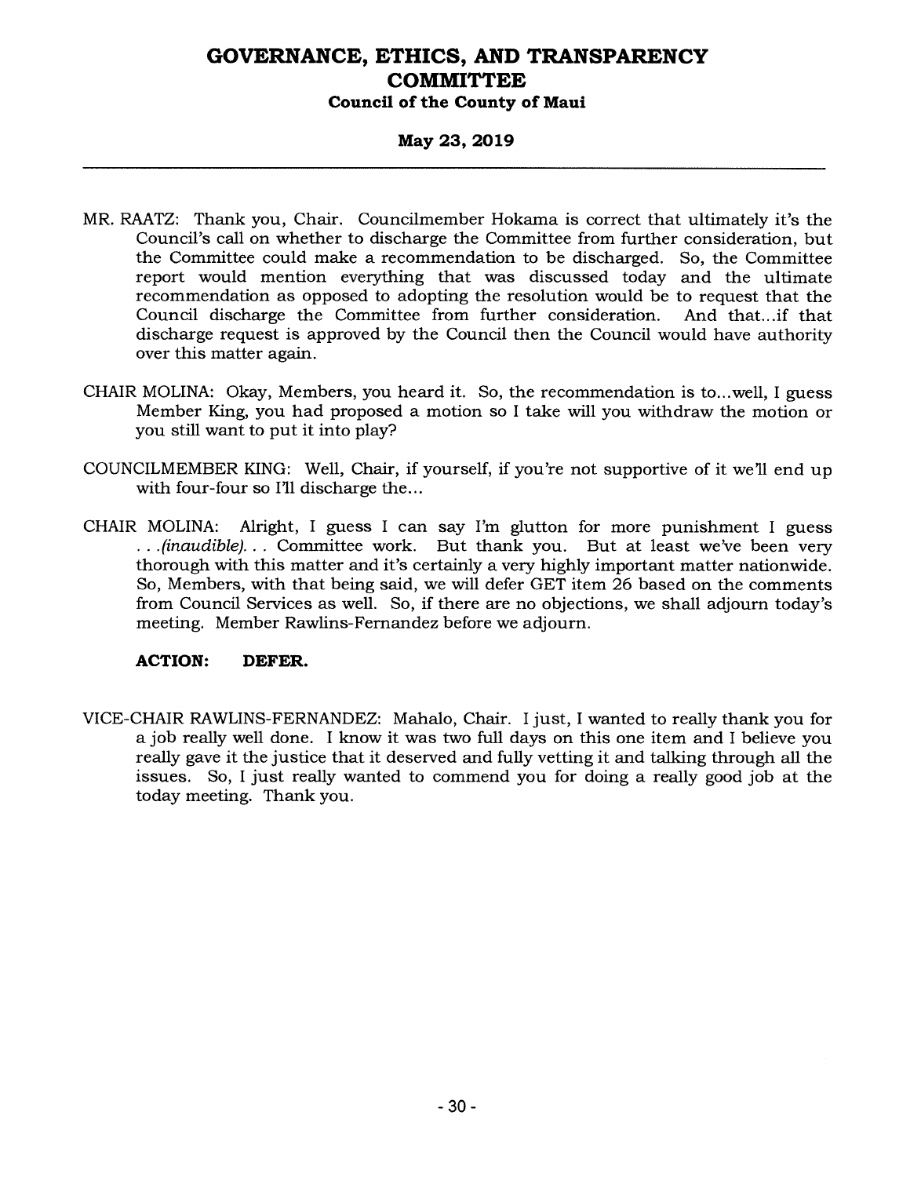MR. RAATZ: Thank you, Chair. Councilmember Hokama is correct that ultimately it's the Council's call on whether to discharge the Committee from further consideration, but the Committee could make a recommendation to be discharged. So, the Committee report would mention everything that was discussed today and the ultimate recommendation as opposed to adopting the resolution would be to request that the Council discharge the Committee from further consideration. And that...if that discharge request is approved by the Council then the Council would have authority over this matter again.

CHAIR MOLINA: Okay, Members, you heard it. So, the recommendation is to...well, I guess Member King, you had proposed a motion so I take will you withdraw the motion or you still want to put it into play?

COUNCILMEMBER KING: Well, Chair, if yourself, if you're not supportive of it we'll end up with four-four so I'll discharge the...

CHAIR MOLINA: Alright, I guess I can say I'm glutton for more punishment I guess *. . .(inaudible). . .* Committee work. But thank you. But at least we've been very thorough with this matter and it's certainly a very highly important matter nationwide. So, Members, with that being said, we will defer GET item 26 based on the comments from Council Services as well. So, if there are no objections, we shall adjourn today's meeting. Member Rawlins-Fernandez before we adjourn.

**ACTION: DEFER.**

VICE-CHAIR RAWLINS-FERNANDEZ: Mahalo, Chair. I just, I wanted to really thank you for a job really well done. I know it was two full days on this one item and I believe you really gave it the justice that it deserved and fully vetting it and talking through all the issues. So, I just really wanted to commend you for doing a really good job at the today meeting. Thank you.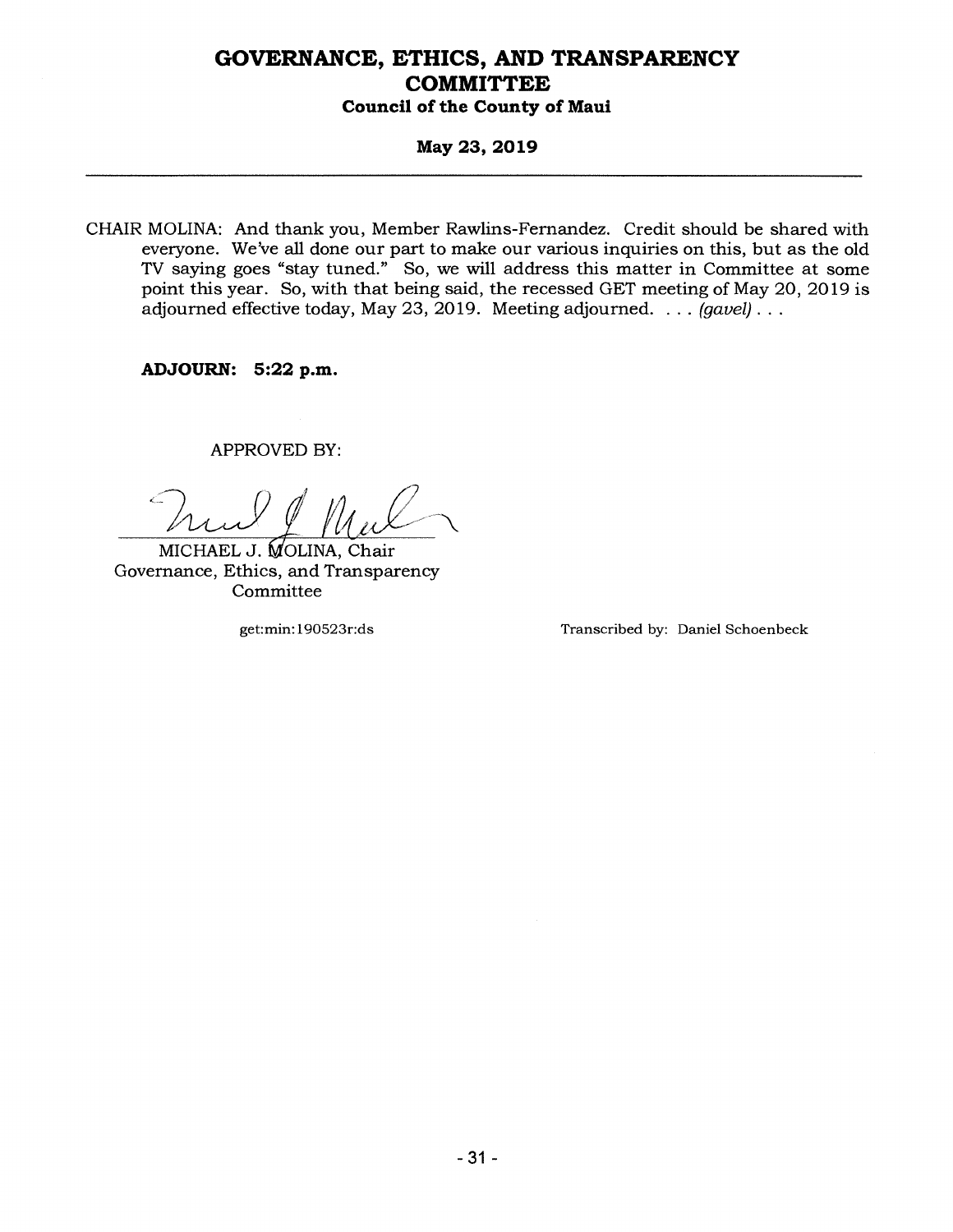CHAIR MOLINA: And thank you, Member Rawlins-Fernandez. Credit should be shared with everyone. We've all done our part to make our various inquiries on this, but as the old TV saying goes "stay tuned." So, we will address this matter in Committee at some point this year. So, with that being said, the recessed GET meeting of May 20, 2019 is adjourned effective today, May 23, 2019. Meeting adjourned. . . . *(gavel)* . . .

**ADJOURN: 5:22 p.m.**

APPROVED BY:

MICHAEL J. MOLINA, Chair
Governance, Ethics, and Transparency Committee

get:min:190523r:ds

Transcribed by: Daniel Schoenbeck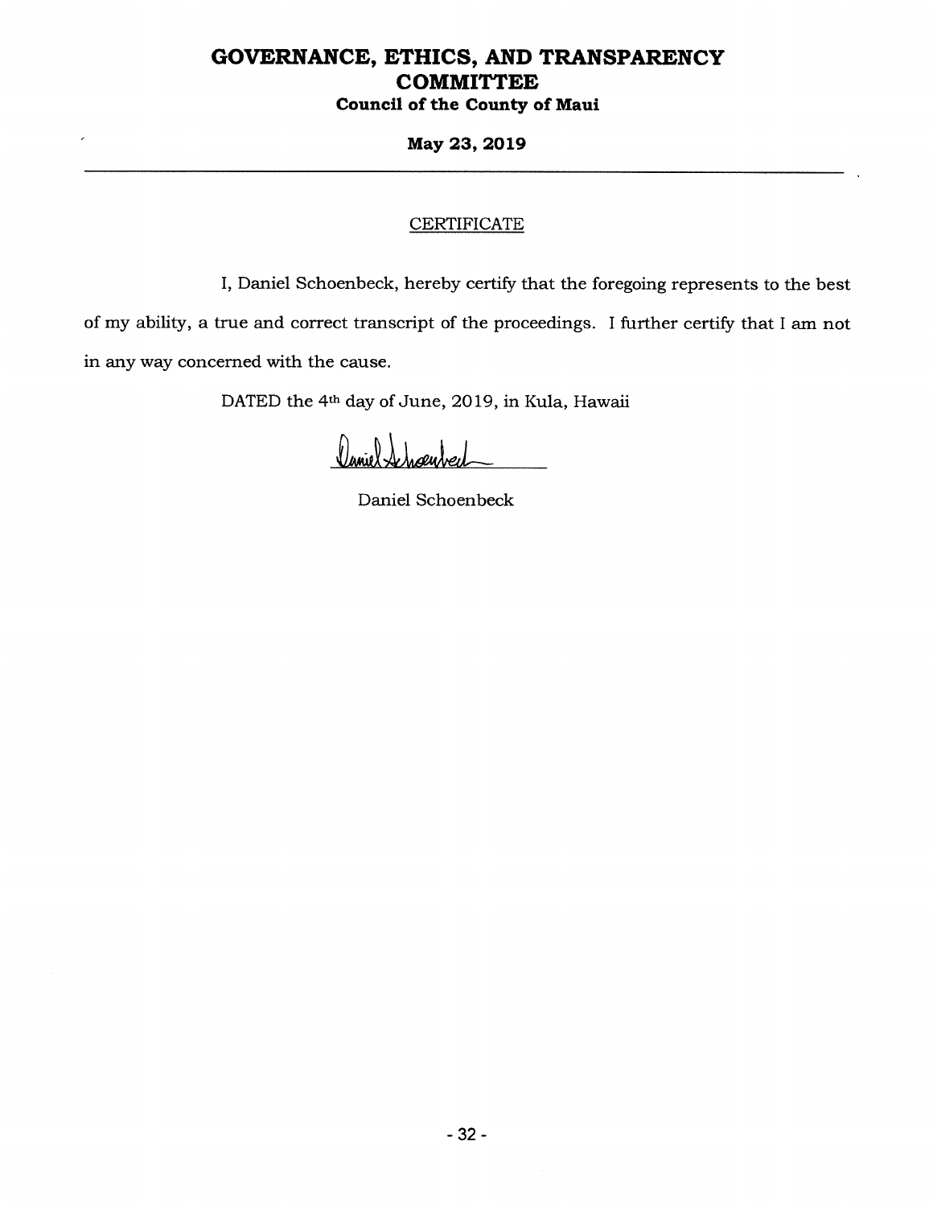# GOVERNANCE, ETHICS, AND TRANSPARENCY COMMITTEE

**Council of the County of Maui**

**May 23, 2019**

---

## CERTIFICATE

I, Daniel Schoenbeck, hereby certify that the foregoing represents to the best of my ability, a true and correct transcript of the proceedings. I further certify that I am not in any way concerned with the cause.

DATED the 4th day of June, 2019, in Kula, Hawaii

Daniel Schoenbeck